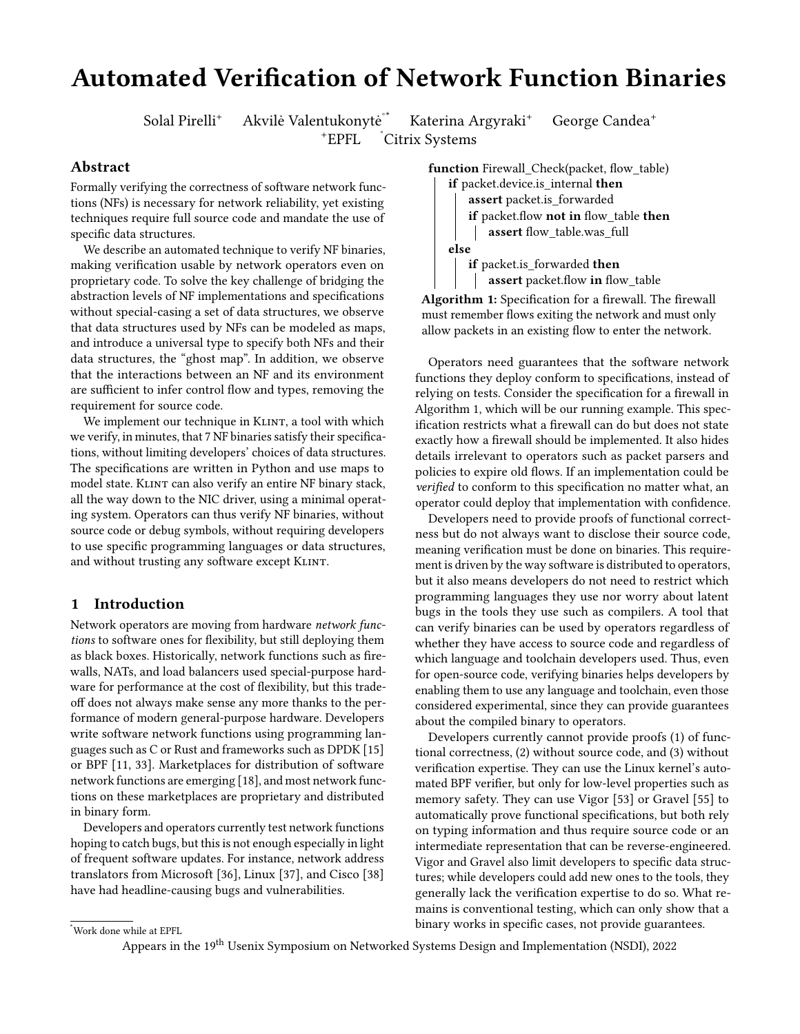# Automated Verification of Network Function Binaries

Solal Pirelli[+] Akvilė Valentukonytė[°*] Katerina Argyraki[+] George Candea[+]
[+]EPFL [°]Citrix Systems

## Abstract

Formally verifying the correctness of software network functions (NFs) is necessary for network reliability, yet existing techniques require full source code and mandate the use of specific data structures.

We describe an automated technique to verify NF binaries, making verification usable by network operators even on proprietary code. To solve the key challenge of bridging the abstraction levels of NF implementations and specifications without special-casing a set of data structures, we observe that data structures used by NFs can be modeled as maps, and introduce a universal type to specify both NFs and their data structures, the "ghost map". In addition, we observe that the interactions between an NF and its environment are sufficient to infer control flow and types, removing the requirement for source code.

We implement our technique in Klint, a tool with which we verify, in minutes, that 7 NF binaries satisfy their specifications, without limiting developers' choices of data structures. The specifications are written in Python and use maps to model state. Klint can also verify an entire NF binary stack, all the way down to the NIC driver, using a minimal operating system. Operators can thus verify NF binaries, without source code or debug symbols, without requiring developers to use specific programming languages or data structures, and without trusting any software except Klint.

## 1 Introduction

Network operators are moving from hardware *network functions* to software ones for flexibility, but still deploying them as black boxes. Historically, network functions such as firewalls, NATs, and load balancers used special-purpose hardware for performance at the cost of flexibility, but this trade-off does not always make sense any more thanks to the performance of modern general-purpose hardware. Developers write software network functions using programming languages such as C or Rust and frameworks such as DPDK [15] or BPF [11, 33]. Marketplaces for distribution of software network functions are emerging [18], and most network functions on these marketplaces are proprietary and distributed in binary form.

Developers and operators currently test network functions hoping to catch bugs, but this is not enough especially in light of frequent software updates. For instance, network address translators from Microsoft [36], Linux [37], and Cisco [38] have had headline-causing bugs and vulnerabilities.

```
function Firewall_Check(packet, flow_table)
    if packet.device.is_internal then
        assert packet.is_forwarded
        if packet.flow not in flow_table then
            assert flow_table.was_full
    else
        if packet.is_forwarded then
            assert packet.flow in flow_table
```

**Algorithm 1:** Specification for a firewall. The firewall must remember flows exiting the network and must only allow packets in an existing flow to enter the network.

Operators need guarantees that the software network functions they deploy conform to specifications, instead of relying on tests. Consider the specification for a firewall in Algorithm 1, which will be our running example. This specification restricts what a firewall can do but does not state exactly how a firewall should be implemented. It also hides details irrelevant to operators such as packet parsers and policies to expire old flows. If an implementation could be *verified* to conform to this specification no matter what, an operator could deploy that implementation with confidence.

Developers need to provide proofs of functional correctness but do not always want to disclose their source code, meaning verification must be done on binaries. This requirement is driven by the way software is distributed to operators, but it also means developers do not need to restrict which programming languages they use nor worry about latent bugs in the tools they use such as compilers. A tool that can verify binaries can be used by operators regardless of whether they have access to source code and regardless of which language and toolchain developers used. Thus, even for open-source code, verifying binaries helps developers by enabling them to use any language and toolchain, even those considered experimental, since they can provide guarantees about the compiled binary to operators.

Developers currently cannot provide proofs (1) of functional correctness, (2) without source code, and (3) without verification expertise. They can use the Linux kernel's automated BPF verifier, but only for low-level properties such as memory safety. They can use Vigor [53] or Gravel [55] to automatically prove functional specifications, but both rely on typing information and thus require source code or an intermediate representation that can be reverse-engineered. Vigor and Gravel also limit developers to specific data structures; while developers could add new ones to the tools, they generally lack the verification expertise to do so. What remains is conventional testing, which can only show that a binary works in specific cases, not provide guarantees.

[*]Work done while at EPFL

Appears in the 19th Usenix Symposium on Networked Systems Design and Implementation (NSDI), 2022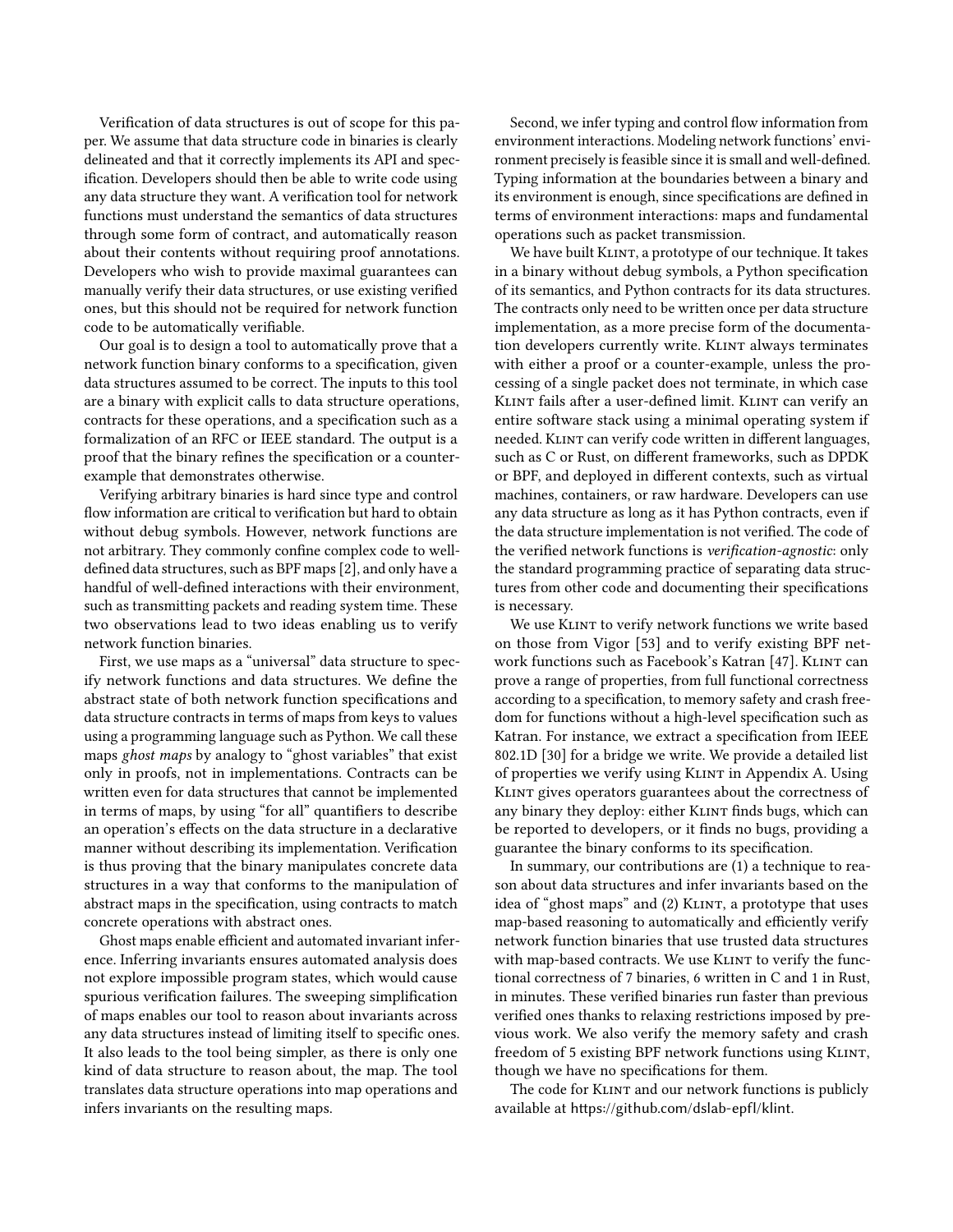Verification of data structures is out of scope for this paper. We assume that data structure code in binaries is clearly delineated and that it correctly implements its API and specification. Developers should then be able to write code using any data structure they want. A verification tool for network functions must understand the semantics of data structures through some form of contract, and automatically reason about their contents without requiring proof annotations. Developers who wish to provide maximal guarantees can manually verify their data structures, or use existing verified ones, but this should not be required for network function code to be automatically verifiable.

Our goal is to design a tool to automatically prove that a network function binary conforms to a specification, given data structures assumed to be correct. The inputs to this tool are a binary with explicit calls to data structure operations, contracts for these operations, and a specification such as a formalization of an RFC or IEEE standard. The output is a proof that the binary refines the specification or a counter-example that demonstrates otherwise.

Verifying arbitrary binaries is hard since type and control flow information are critical to verification but hard to obtain without debug symbols. However, network functions are not arbitrary. They commonly confine complex code to well-defined data structures, such as BPF maps [2], and only have a handful of well-defined interactions with their environment, such as transmitting packets and reading system time. These two observations lead to two ideas enabling us to verify network function binaries.

First, we use maps as a "universal" data structure to specify network functions and data structures. We define the abstract state of both network function specifications and data structure contracts in terms of maps from keys to values using a programming language such as Python. We call these maps *ghost maps* by analogy to "ghost variables" that exist only in proofs, not in implementations. Contracts can be written even for data structures that cannot be implemented in terms of maps, by using "for all" quantifiers to describe an operation's effects on the data structure in a declarative manner without describing its implementation. Verification is thus proving that the binary manipulates concrete data structures in a way that conforms to the manipulation of abstract maps in the specification, using contracts to match concrete operations with abstract ones.

Ghost maps enable efficient and automated invariant inference. Inferring invariants ensures automated analysis does not explore impossible program states, which would cause spurious verification failures. The sweeping simplification of maps enables our tool to reason about invariants across any data structures instead of limiting itself to specific ones. It also leads to the tool being simpler, as there is only one kind of data structure to reason about, the map. The tool translates data structure operations into map operations and infers invariants on the resulting maps.

Second, we infer typing and control flow information from environment interactions. Modeling network functions' environment precisely is feasible since it is small and well-defined. Typing information at the boundaries between a binary and its environment is enough, since specifications are defined in terms of environment interactions: maps and fundamental operations such as packet transmission.

We have built Klint, a prototype of our technique. It takes in a binary without debug symbols, a Python specification of its semantics, and Python contracts for its data structures. The contracts only need to be written once per data structure implementation, as a more precise form of the documentation developers currently write. Klint always terminates with either a proof or a counter-example, unless the processing of a single packet does not terminate, in which case Klint fails after a user-defined limit. Klint can verify an entire software stack using a minimal operating system if needed. Klint can verify code written in different languages, such as C or Rust, on different frameworks, such as DPDK or BPF, and deployed in different contexts, such as virtual machines, containers, or raw hardware. Developers can use any data structure as long as it has Python contracts, even if the data structure implementation is not verified. The code of the verified network functions is *verification-agnostic*: only the standard programming practice of separating data structures from other code and documenting their specifications is necessary.

We use Klint to verify network functions we write based on those from Vigor [53] and to verify existing BPF network functions such as Facebook's Katran [47]. Klint can prove a range of properties, from full functional correctness according to a specification, to memory safety and crash freedom for functions without a high-level specification such as Katran. For instance, we extract a specification from IEEE 802.1D [30] for a bridge we write. We provide a detailed list of properties we verify using Klint in Appendix A. Using Klint gives operators guarantees about the correctness of any binary they deploy: either Klint finds bugs, which can be reported to developers, or it finds no bugs, providing a guarantee the binary conforms to its specification.

In summary, our contributions are (1) a technique to reason about data structures and infer invariants based on the idea of "ghost maps" and (2) Klint, a prototype that uses map-based reasoning to automatically and efficiently verify network function binaries that use trusted data structures with map-based contracts. We use Klint to verify the functional correctness of 7 binaries, 6 written in C and 1 in Rust, in minutes. These verified binaries run faster than previous verified ones thanks to relaxing restrictions imposed by previous work. We also verify the memory safety and crash freedom of 5 existing BPF network functions using Klint, though we have no specifications for them.

The code for Klint and our network functions is publicly available at https://github.com/dslab-epfl/klint.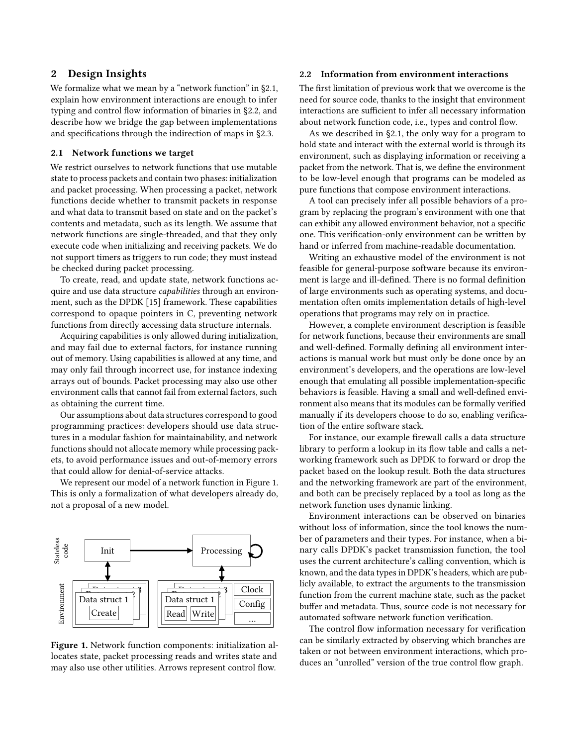## 2 Design Insights

We formalize what we mean by a "network function" in §2.1, explain how environment interactions are enough to infer typing and control flow information of binaries in §2.2, and describe how we bridge the gap between implementations and specifications through the indirection of maps in §2.3.

### 2.1 Network functions we target

We restrict ourselves to network functions that use mutable state to process packets and contain two phases: initialization and packet processing. When processing a packet, network functions decide whether to transmit packets in response and what data to transmit based on state and on the packet's contents and metadata, such as its length. We assume that network functions are single-threaded, and that they only execute code when initializing and receiving packets. We do not support timers as triggers to run code; they must instead be checked during packet processing.

To create, read, and update state, network functions acquire and use data structure *capabilities* through an environment, such as the DPDK [15] framework. These capabilities correspond to opaque pointers in C, preventing network functions from directly accessing data structure internals.

Acquiring capabilities is only allowed during initialization, and may fail due to external factors, for instance running out of memory. Using capabilities is allowed at any time, and may only fail through incorrect use, for instance indexing arrays out of bounds. Packet processing may also use other environment calls that cannot fail from external factors, such as obtaining the current time.

Our assumptions about data structures correspond to good programming practices: developers should use data structures in a modular fashion for maintainability, and network functions should not allocate memory while processing packets, to avoid performance issues and out-of-memory errors that could allow for denial-of-service attacks.

We represent our model of a network function in Figure 1. This is only a formalization of what developers already do, not a proposal of a new model.

**Figure 1.** Network function components: initialization allocates state, packet processing reads and writes state and may also use other utilities. Arrows represent control flow.

### 2.2 Information from environment interactions

The first limitation of previous work that we overcome is the need for source code, thanks to the insight that environment interactions are sufficient to infer all necessary information about network function code, i.e., types and control flow.

As we described in §2.1, the only way for a program to hold state and interact with the external world is through its environment, such as displaying information or receiving a packet from the network. That is, we define the environment to be low-level enough that programs can be modeled as pure functions that compose environment interactions.

A tool can precisely infer all possible behaviors of a program by replacing the program's environment with one that can exhibit any allowed environment behavior, not a specific one. This verification-only environment can be written by hand or inferred from machine-readable documentation.

Writing an exhaustive model of the environment is not feasible for general-purpose software because its environment is large and ill-defined. There is no formal definition of large environments such as operating systems, and documentation often omits implementation details of high-level operations that programs may rely on in practice.

However, a complete environment description is feasible for network functions, because their environments are small and well-defined. Formally defining all environment interactions is manual work but must only be done once by an environment's developers, and the operations are low-level enough that emulating all possible implementation-specific behaviors is feasible. Having a small and well-defined environment also means that its modules can be formally verified manually if its developers choose to do so, enabling verification of the entire software stack.

For instance, our example firewall calls a data structure library to perform a lookup in its flow table and calls a networking framework such as DPDK to forward or drop the packet based on the lookup result. Both the data structures and the networking framework are part of the environment, and both can be precisely replaced by a tool as long as the network function uses dynamic linking.

Environment interactions can be observed on binaries without loss of information, since the tool knows the number of parameters and their types. For instance, when a binary calls DPDK's packet transmission function, the tool uses the current architecture's calling convention, which is known, and the data types in DPDK's headers, which are publicly available, to extract the arguments to the transmission function from the current machine state, such as the packet buffer and metadata. Thus, source code is not necessary for automated software network function verification.

The control flow information necessary for verification can be similarly extracted by observing which branches are taken or not between environment interactions, which produces an "unrolled" version of the true control flow graph.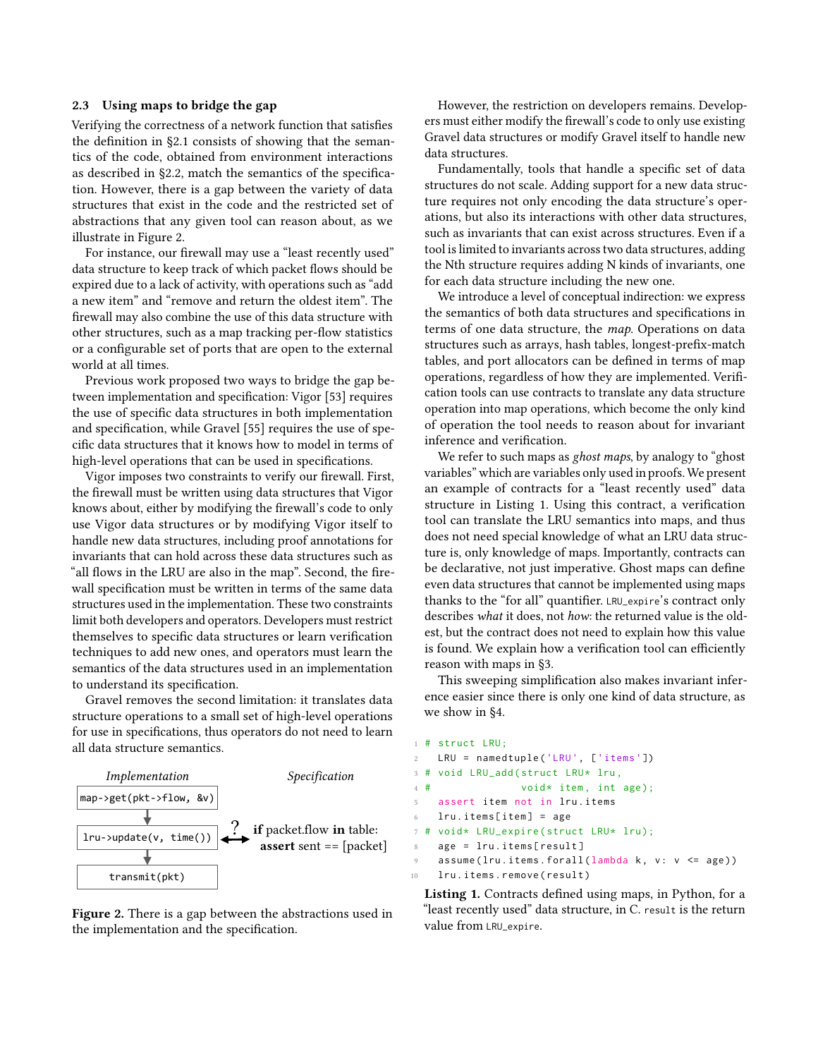### 2.3 Using maps to bridge the gap

Verifying the correctness of a network function that satisfies the definition in §2.1 consists of showing that the semantics of the code, obtained from environment interactions as described in §2.2, match the semantics of the specification. However, there is a gap between the variety of data structures that exist in the code and the restricted set of abstractions that any given tool can reason about, as we illustrate in Figure 2.

For instance, our firewall may use a "least recently used" data structure to keep track of which packet flows should be expired due to a lack of activity, with operations such as "add a new item" and "remove and return the oldest item". The firewall may also combine the use of this data structure with other structures, such as a map tracking per-flow statistics or a configurable set of ports that are open to the external world at all times.

Previous work proposed two ways to bridge the gap between implementation and specification: Vigor [53] requires the use of specific data structures in both implementation and specification, while Gravel [55] requires the use of specific data structures that it knows how to model in terms of high-level operations that can be used in specifications.

Vigor imposes two constraints to verify our firewall. First, the firewall must be written using data structures that Vigor knows about, either by modifying the firewall's code to only use Vigor data structures or by modifying Vigor itself to handle new data structures, including proof annotations for invariants that can hold across these data structures such as "all flows in the LRU are also in the map". Second, the firewall specification must be written in terms of the same data structures used in the implementation. These two constraints limit both developers and operators. Developers must restrict themselves to specific data structures or learn verification techniques to add new ones, and operators must learn the semantics of the data structures used in an implementation to understand its specification.

Gravel removes the second limitation: it translates data structure operations to a small set of high-level operations for use in specifications, thus operators do not need to learn all data structure semantics.

| *Implementation* | | *Specification* |
|---|---|---|
| `map->get(pkt->flow, &v)` | | |
| `lru->update(v, time())` | ? ⟷ | **if** packet.flow **in** table: **assert** sent == [packet] |
| `transmit(pkt)` | | |

**Figure 2.** There is a gap between the abstractions used in the implementation and the specification.

However, the restriction on developers remains. Developers must either modify the firewall's code to only use existing Gravel data structures or modify Gravel itself to handle new data structures.

Fundamentally, tools that handle a specific set of data structures do not scale. Adding support for a new data structure requires not only encoding the data structure's operations, but also its interactions with other data structures, such as invariants that can exist across structures. Even if a tool is limited to invariants across two data structures, adding the Nth structure requires adding N kinds of invariants, one for each data structure including the new one.

We introduce a level of conceptual indirection: we express the semantics of both data structures and specifications in terms of one data structure, the *map*. Operations on data structures such as arrays, hash tables, longest-prefix-match tables, and port allocators can be defined in terms of map operations, regardless of how they are implemented. Verification tools can use contracts to translate any data structure operation into map operations, which become the only kind of operation the tool needs to reason about for invariant inference and verification.

We refer to such maps as *ghost maps*, by analogy to "ghost variables" which are variables only used in proofs. We present an example of contracts for a "least recently used" data structure in Listing 1. Using this contract, a verification tool can translate the LRU semantics into maps, and thus does not need special knowledge of what an LRU data structure is, only knowledge of maps. Importantly, contracts can be declarative, not just imperative. Ghost maps can define even data structures that cannot be implemented using maps thanks to the "for all" quantifier. `LRU_expire`'s contract only describes *what* it does, not *how*: the returned value is the oldest, but the contract does not need to explain how this value is found. We explain how a verification tool can efficiently reason with maps in §3.

This sweeping simplification also makes invariant inference easier since there is only one kind of data structure, as we show in §4.

```
1  # struct LRU;
2    LRU = namedtuple('LRU', ['items'])
3  # void LRU_add(struct LRU* lru,
4  #              void* item, int age);
5    assert item not in lru.items
6    lru.items[item] = age
7  # void* LRU_expire(struct LRU* lru);
8    age = lru.items[result]
9    assume(lru.items.forall(lambda k, v: v <= age))
10   lru.items.remove(result)
```

**Listing 1.** Contracts defined using maps, in Python, for a "least recently used" data structure, in C. `result` is the return value from `LRU_expire`.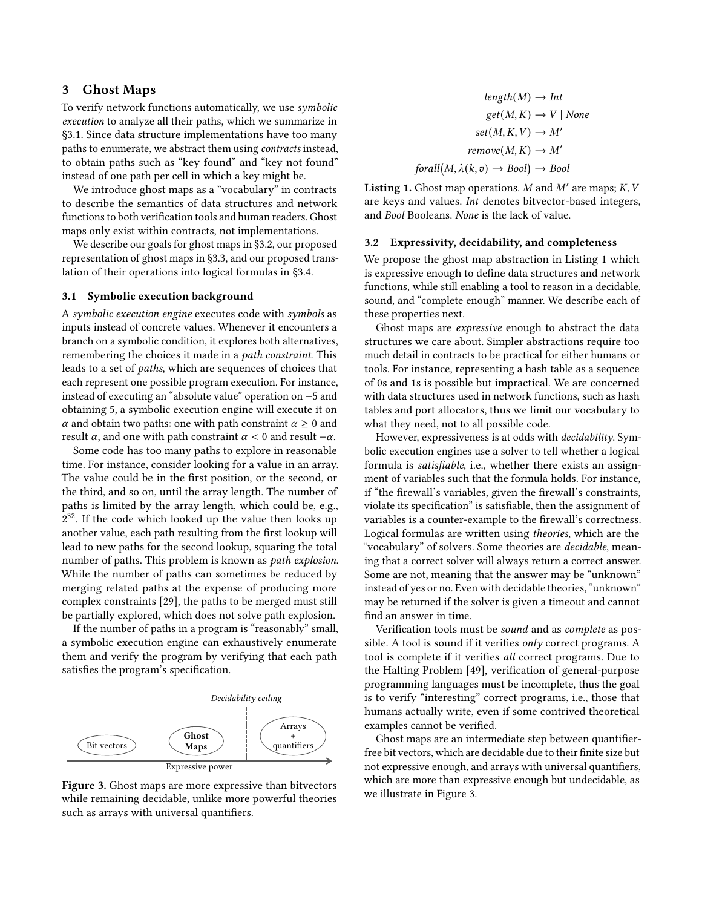## 3 Ghost Maps

To verify network functions automatically, we use *symbolic execution* to analyze all their paths, which we summarize in §3.1. Since data structure implementations have too many paths to enumerate, we abstract them using *contracts* instead, to obtain paths such as "key found" and "key not found" instead of one path per cell in which a key might be.

We introduce ghost maps as a "vocabulary" in contracts to describe the semantics of data structures and network functions to both verification tools and human readers. Ghost maps only exist within contracts, not implementations.

We describe our goals for ghost maps in §3.2, our proposed representation of ghost maps in §3.3, and our proposed translation of their operations into logical formulas in §3.4.

### 3.1 Symbolic execution background

A *symbolic execution engine* executes code with *symbols* as inputs instead of concrete values. Whenever it encounters a branch on a symbolic condition, it explores both alternatives, remembering the choices it made in a *path constraint*. This leads to a set of *paths*, which are sequences of choices that each represent one possible program execution. For instance, instead of executing an "absolute value" operation on $-5$ and obtaining 5, a symbolic execution engine will execute it on $\alpha$ and obtain two paths: one with path constraint $\alpha \geq 0$ and result $\alpha$, and one with path constraint $\alpha < 0$ and result $-\alpha$.

Some code has too many paths to explore in reasonable time. For instance, consider looking for a value in an array. The value could be in the first position, or the second, or the third, and so on, until the array length. The number of paths is limited by the array length, which could be, e.g., $2^{32}$. If the code which looked up the value then looks up another value, each path resulting from the first lookup will lead to new paths for the second lookup, squaring the total number of paths. This problem is known as *path explosion*. While the number of paths can sometimes be reduced by merging related paths at the expense of producing more complex constraints [29], the paths to be merged must still be partially explored, which does not solve path explosion.

If the number of paths in a program is "reasonably" small, a symbolic execution engine can exhaustively enumerate them and verify the program by verifying that each path satisfies the program's specification.

**Figure 3.** Ghost maps are more expressive than bitvectors while remaining decidable, unlike more powerful theories such as arrays with universal quantifiers.

$$
\begin{aligned}
length(M) &\rightarrow Int \\
get(M, K) &\rightarrow V \mid None \\
set(M, K, V) &\rightarrow M' \\
remove(M, K) &\rightarrow M' \\
forall\big(M, \lambda(k, v) \rightarrow Bool\big) &\rightarrow Bool
\end{aligned}
$$

**Listing 1.** Ghost map operations. $M$ and $M'$ are maps; $K, V$ are keys and values. *Int* denotes bitvector-based integers, and *Bool* Booleans. *None* is the lack of value.

### 3.2 Expressivity, decidability, and completeness

We propose the ghost map abstraction in Listing 1 which is expressive enough to define data structures and network functions, while still enabling a tool to reason in a decidable, sound, and "complete enough" manner. We describe each of these properties next.

Ghost maps are *expressive* enough to abstract the data structures we care about. Simpler abstractions require too much detail in contracts to be practical for either humans or tools. For instance, representing a hash table as a sequence of 0s and 1s is possible but impractical. We are concerned with data structures used in network functions, such as hash tables and port allocators, thus we limit our vocabulary to what they need, not to all possible code.

However, expressiveness is at odds with *decidability*. Symbolic execution engines use a solver to tell whether a logical formula is *satisfiable*, i.e., whether there exists an assignment of variables such that the formula holds. For instance, if "the firewall's variables, given the firewall's constraints, violate its specification" is satisfiable, then the assignment of variables is a counter-example to the firewall's correctness. Logical formulas are written using *theories*, which are the "vocabulary" of solvers. Some theories are *decidable*, meaning that a correct solver will always return a correct answer. Some are not, meaning that the answer may be "unknown" instead of yes or no. Even with decidable theories, "unknown" may be returned if the solver is given a timeout and cannot find an answer in time.

Verification tools must be *sound* and as *complete* as possible. A tool is sound if it verifies *only* correct programs. A tool is complete if it verifies *all* correct programs. Due to the Halting Problem [49], verification of general-purpose programming languages must be incomplete, thus the goal is to verify "interesting" correct programs, i.e., those that humans actually write, even if some contrived theoretical examples cannot be verified.

Ghost maps are an intermediate step between quantifier-free bit vectors, which are decidable due to their finite size but not expressive enough, and arrays with universal quantifiers, which are more than expressive enough but undecidable, as we illustrate in Figure 3.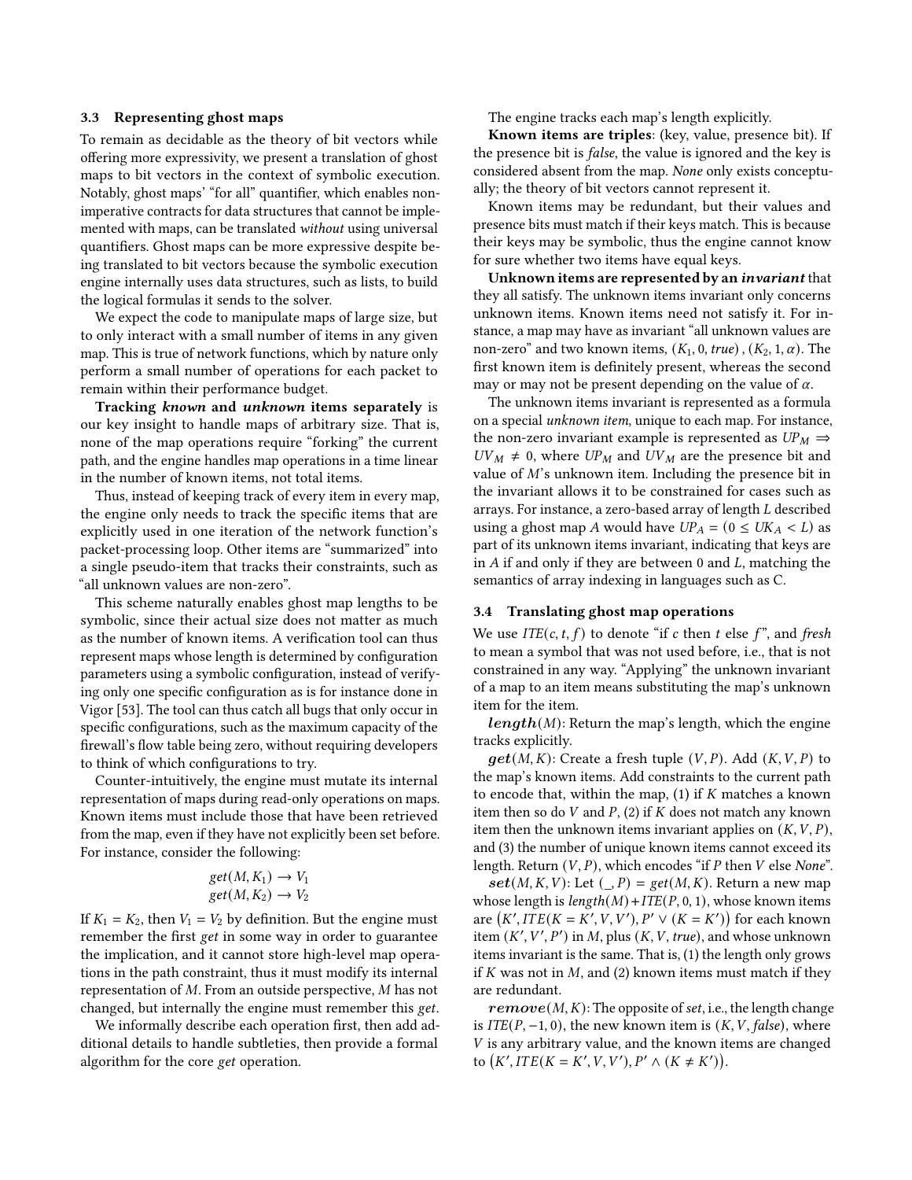### 3.3 Representing ghost maps

To remain as decidable as the theory of bit vectors while offering more expressivity, we present a translation of ghost maps to bit vectors in the context of symbolic execution. Notably, ghost maps' "for all" quantifier, which enables non-imperative contracts for data structures that cannot be implemented with maps, can be translated *without* using universal quantifiers. Ghost maps can be more expressive despite being translated to bit vectors because the symbolic execution engine internally uses data structures, such as lists, to build the logical formulas it sends to the solver.

We expect the code to manipulate maps of large size, but to only interact with a small number of items in any given map. This is true of network functions, which by nature only perform a small number of operations for each packet to remain within their performance budget.

**Tracking *known* and *unknown* items separately** is our key insight to handle maps of arbitrary size. That is, none of the map operations require "forking" the current path, and the engine handles map operations in a time linear in the number of known items, not total items.

Thus, instead of keeping track of every item in every map, the engine only needs to track the specific items that are explicitly used in one iteration of the network function's packet-processing loop. Other items are "summarized" into a single pseudo-item that tracks their constraints, such as "all unknown values are non-zero".

This scheme naturally enables ghost map lengths to be symbolic, since their actual size does not matter as much as the number of known items. A verification tool can thus represent maps whose length is determined by configuration parameters using a symbolic configuration, instead of verifying only one specific configuration as is for instance done in Vigor [53]. The tool can thus catch all bugs that only occur in specific configurations, such as the maximum capacity of the firewall's flow table being zero, without requiring developers to think of which configurations to try.

Counter-intuitively, the engine must mutate its internal representation of maps during read-only operations on maps. Known items must include those that have been retrieved from the map, even if they have not explicitly been set before. For instance, consider the following:

$$get(M, K_1) \rightarrow V_1$$
$$get(M, K_2) \rightarrow V_2$$

If $K_1 = K_2$, then $V_1 = V_2$ by definition. But the engine must remember the first *get* in some way in order to guarantee the implication, and it cannot store high-level map operations in the path constraint, thus it must modify its internal representation of $M$. From an outside perspective, $M$ has not changed, but internally the engine must remember this *get*.

We informally describe each operation first, then add additional details to handle subtleties, then provide a formal algorithm for the core *get* operation.

The engine tracks each map's length explicitly.

**Known items are triples**: (key, value, presence bit). If the presence bit is *false*, the value is ignored and the key is considered absent from the map. *None* only exists conceptually; the theory of bit vectors cannot represent it.

Known items may be redundant, but their values and presence bits must match if their keys match. This is because their keys may be symbolic, thus the engine cannot know for sure whether two items have equal keys.

**Unknown items are represented by an *invariant*** that they all satisfy. The unknown items invariant only concerns unknown items. Known items need not satisfy it. For instance, a map may have as invariant "all unknown values are non-zero" and two known items, $(K_1, 0, \mathit{true})$, $(K_2, 1, \alpha)$. The first known item is definitely present, whereas the second may or may not be present depending on the value of $\alpha$.

The unknown items invariant is represented as a formula on a special *unknown item*, unique to each map. For instance, the non-zero invariant example is represented as $UP_M \Rightarrow UV_M \neq 0$, where $UP_M$ and $UV_M$ are the presence bit and value of $M$'s unknown item. Including the presence bit in the invariant allows it to be constrained for cases such as arrays. For instance, a zero-based array of length $L$ described using a ghost map $A$ would have $UP_A = (0 \leq UK_A < L)$ as part of its unknown items invariant, indicating that keys are in $A$ if and only if they are between 0 and $L$, matching the semantics of array indexing in languages such as C.

### 3.4 Translating ghost map operations

We use $ITE(c, t, f)$ to denote "if $c$ then $t$ else $f$", and *fresh* to mean a symbol that was not used before, i.e., that is not constrained in any way. "Applying" the unknown invariant of a map to an item means substituting the map's unknown item for the item.

***length***$(M)$: Return the map's length, which the engine tracks explicitly.

***get***$(M, K)$: Create a fresh tuple $(V, P)$. Add $(K, V, P)$ to the map's known items. Add constraints to the current path to encode that, within the map, (1) if $K$ matches a known item then so do $V$ and $P$, (2) if $K$ does not match any known item then the unknown items invariant applies on $(K, V, P)$, and (3) the number of unique known items cannot exceed its length. Return $(V, P)$, which encodes "if $P$ then $V$ else *None*".

***set***$(M, K, V)$: Let $(\_, P) = get(M, K)$. Return a new map whose length is $length(M) + ITE(P, 0, 1)$, whose known items are $\left(K', ITE(K = K', V, V'), P' \vee (K = K')\right)$ for each known item $(K', V', P')$ in $M$, plus $(K, V, \mathit{true})$, and whose unknown items invariant is the same. That is, (1) the length only grows if $K$ was not in $M$, and (2) known items must match if they are redundant.

***remove***$(M, K)$: The opposite of *set*, i.e., the length change is $ITE(P, -1, 0)$, the new known item is $(K, V, \mathit{false})$, where $V$ is any arbitrary value, and the known items are changed to $\left(K', ITE(K = K', V, V'), P' \wedge (K \neq K')\right)$.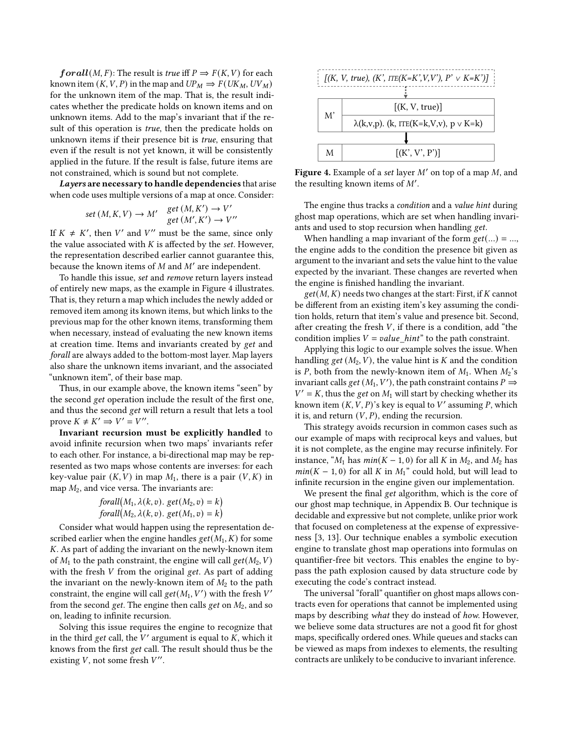***forall***$(M, F)$: The result is *true* iff $P \Rightarrow F(K, V)$ for each known item $(K, V, P)$ in the map and $UP_M \Rightarrow F(UK_M, UV_M)$ for the unknown item of the map. That is, the result indicates whether the predicate holds on known items and on unknown items. Add to the map's invariant that if the result of this operation is *true*, then the predicate holds on unknown items if their presence bit is *true*, ensuring that even if the result is not yet known, it will be consistently applied in the future. If the result is false, future items are not constrained, which is sound but not complete.

***Layers* are necessary to handle dependencies** that arise when code uses multiple versions of a map at once. Consider:

$$set\,(M, K, V) \rightarrow M' \quad \begin{array}{l} get\,(M, K') \rightarrow V' \\ get\,(M', K') \rightarrow V'' \end{array}$$

If $K \neq K'$, then $V'$ and $V''$ must be the same, since only the value associated with $K$ is affected by the *set*. However, the representation described earlier cannot guarantee this, because the known items of $M$ and $M'$ are independent.

To handle this issue, *set* and *remove* return layers instead of entirely new maps, as the example in Figure 4 illustrates. That is, they return a map which includes the newly added or removed item among its known items, but which links to the previous map for the other known items, transforming them when necessary, instead of evaluating the new known items at creation time. Items and invariants created by *get* and *forall* are always added to the bottom-most layer. Map layers also share the unknown items invariant, and the associated "unknown item", of their base map.

Thus, in our example above, the known items "seen" by the second *get* operation include the result of the first one, and thus the second *get* will return a result that lets a tool prove $K \neq K' \Rightarrow V' = V''$.

**Invariant recursion must be explicitly handled** to avoid infinite recursion when two maps' invariants refer to each other. For instance, a bi-directional map may be represented as two maps whose contents are inverses: for each key-value pair $(K, V)$ in map $M_1$, there is a pair $(V, K)$ in map $M_2$, and vice versa. The invariants are:

$$forall\big(M_1, \lambda(k, v).\ get(M_2, v) = k\big)$$
$$forall\big(M_2, \lambda(k, v).\ get(M_1, v) = k\big)$$

Consider what would happen using the representation described earlier when the engine handles $get(M_1, K)$ for some $K$. As part of adding the invariant on the newly-known item of $M_1$ to the path constraint, the engine will call $get(M_2, V)$ with the fresh $V$ from the original *get*. As part of adding the invariant on the newly-known item of $M_2$ to the path constraint, the engine will call $get(M_1, V')$ with the fresh $V'$ from the second *get*. The engine then calls *get* on $M_2$, and so on, leading to infinite recursion.

Solving this issue requires the engine to recognize that in the third *get* call, the $V'$ argument is equal to $K$, which it knows from the first *get* call. The result should thus be the existing $V$, not some fresh $V''$.

| | |
|---|---|
| [(K, V, true), (K', ITE(K=K',V,V'), P' ∨ K=K')] | |
| M' | [(K, V, true)] |
| | λ(k,v,p). (k, ITE(K=k,V,v), p ∨ K=k) |
| M | [(K', V', P')] |

**Figure 4.** Example of a *set* layer $M'$ on top of a map $M$, and the resulting known items of $M'$.

The engine thus tracks a *condition* and a *value hint* during ghost map operations, which are set when handling invariants and used to stop recursion when handling *get*.

When handling a map invariant of the form $get(...) = ...$, the engine adds to the condition the presence bit given as argument to the invariant and sets the value hint to the value expected by the invariant. These changes are reverted when the engine is finished handling the invariant.

$get(M, K)$ needs two changes at the start: First, if $K$ cannot be different from an existing item's key assuming the condition holds, return that item's value and presence bit. Second, after creating the fresh $V$, if there is a condition, add "the condition implies $V = value\_hint$" to the path constraint.

Applying this logic to our example solves the issue. When handling $get\,(M_2, V)$, the value hint is $K$ and the condition is $P$, both from the newly-known item of $M_1$. When $M_2$'s invariant calls $get\,(M_1, V')$, the path constraint contains $P \Rightarrow V' = K$, thus the *get* on $M_1$ will start by checking whether its known item $(K, V, P)$'s key is equal to $V'$ assuming $P$, which it is, and return $(V, P)$, ending the recursion.

This strategy avoids recursion in common cases such as our example of maps with reciprocal keys and values, but it is not complete, as the engine may recurse infinitely. For instance, "$M_1$ has $min(K - 1, 0)$ for all $K$ in $M_2$, and $M_2$ has $min(K - 1, 0)$ for all $K$ in $M_1$" could hold, but will lead to infinite recursion in the engine given our implementation.

We present the final *get* algorithm, which is the core of our ghost map technique, in Appendix B. Our technique is decidable and expressive but not complete, unlike prior work that focused on completeness at the expense of expressiveness [3, 13]. Our technique enables a symbolic execution engine to translate ghost map operations into formulas on quantifier-free bit vectors. This enables the engine to bypass the path explosion caused by data structure code by executing the code's contract instead.

The universal "forall" quantifier on ghost maps allows contracts even for operations that cannot be implemented using maps by describing *what* they do instead of *how*. However, we believe some data structures are not a good fit for ghost maps, specifically ordered ones. While queues and stacks can be viewed as maps from indexes to elements, the resulting contracts are unlikely to be conducive to invariant inference.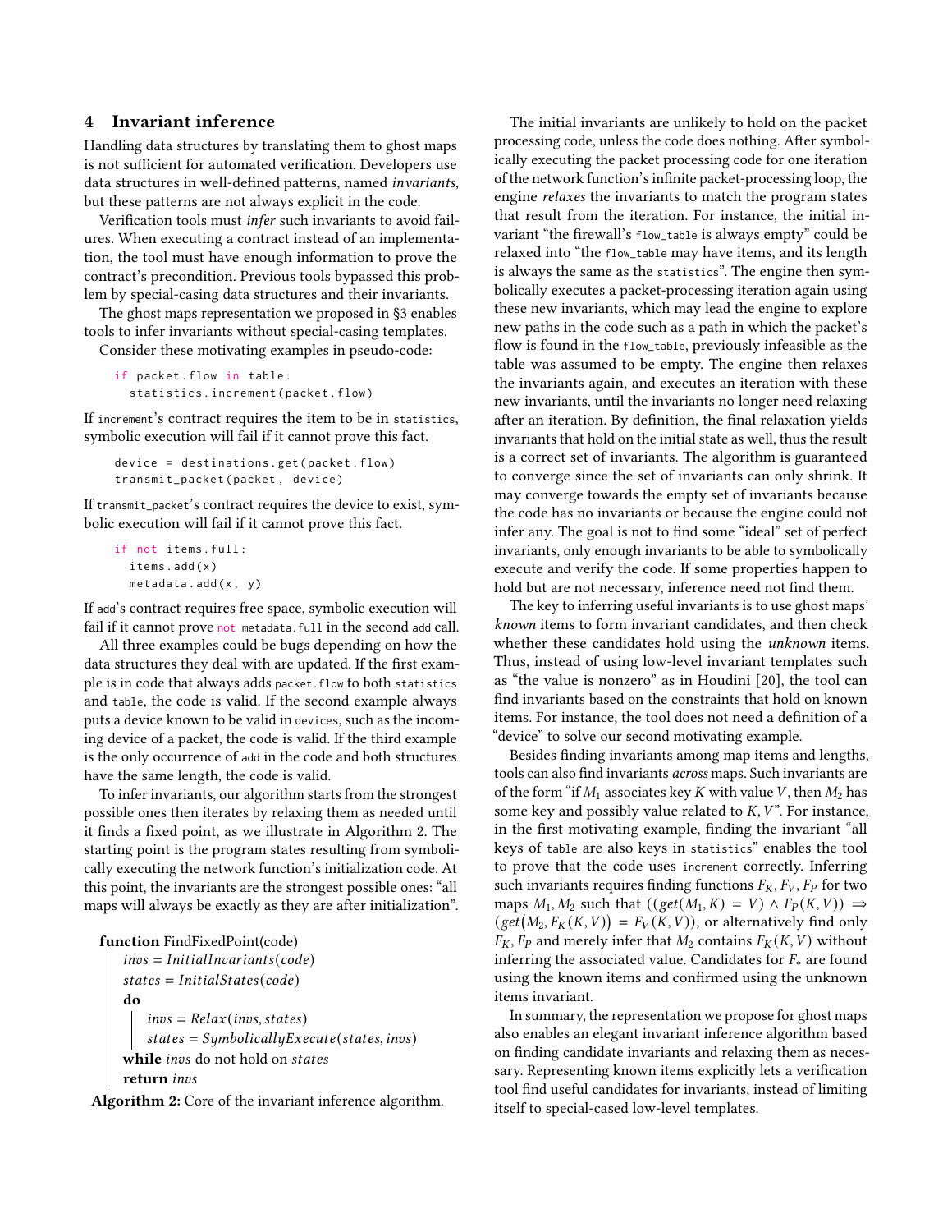## 4 Invariant inference

Handling data structures by translating them to ghost maps is not sufficient for automated verification. Developers use data structures in well-defined patterns, named *invariants*, but these patterns are not always explicit in the code.

Verification tools must *infer* such invariants to avoid failures. When executing a contract instead of an implementation, the tool must have enough information to prove the contract's precondition. Previous tools bypassed this problem by special-casing data structures and their invariants.

The ghost maps representation we proposed in §3 enables tools to infer invariants without special-casing templates.

Consider these motivating examples in pseudo-code:

```
if packet.flow in table:
  statistics.increment(packet.flow)
```

If increment's contract requires the item to be in statistics, symbolic execution will fail if it cannot prove this fact.

```
device = destinations.get(packet.flow)
transmit_packet(packet, device)
```

If transmit_packet's contract requires the device to exist, symbolic execution will fail if it cannot prove this fact.

```
if not items.full:
  items.add(x)
  metadata.add(x, y)
```

If add's contract requires free space, symbolic execution will fail if it cannot prove not metadata.full in the second add call.

All three examples could be bugs depending on how the data structures they deal with are updated. If the first example is in code that always adds packet.flow to both statistics and table, the code is valid. If the second example always puts a device known to be valid in devices, such as the incoming device of a packet, the code is valid. If the third example is the only occurrence of add in the code and both structures have the same length, the code is valid.

To infer invariants, our algorithm starts from the strongest possible ones then iterates by relaxing them as needed until it finds a fixed point, as we illustrate in Algorithm 2. The starting point is the program states resulting from symbolically executing the network function's initialization code. At this point, the invariants are the strongest possible ones: "all maps will always be exactly as they are after initialization".

```
function FindFixedPoint(code)
    invs = InitialInvariants(code)
    states = InitialStates(code)
    do
        invs = Relax(invs, states)
        states = SymbolicallyExecute(states, invs)
    while invs do not hold on states
    return invs
```

**Algorithm 2:** Core of the invariant inference algorithm.

The initial invariants are unlikely to hold on the packet processing code, unless the code does nothing. After symbolically executing the packet processing code for one iteration of the network function's infinite packet-processing loop, the engine *relaxes* the invariants to match the program states that result from the iteration. For instance, the initial invariant "the firewall's flow_table is always empty" could be relaxed into "the flow_table may have items, and its length is always the same as the statistics". The engine then symbolically executes a packet-processing iteration again using these new invariants, which may lead the engine to explore new paths in the code such as a path in which the packet's flow is found in the flow_table, previously infeasible as the table was assumed to be empty. The engine then relaxes the invariants again, and executes an iteration with these new invariants, until the invariants no longer need relaxing after an iteration. By definition, the final relaxation yields invariants that hold on the initial state as well, thus the result is a correct set of invariants. The algorithm is guaranteed to converge since the set of invariants can only shrink. It may converge towards the empty set of invariants because the code has no invariants or because the engine could not infer any. The goal is not to find some "ideal" set of perfect invariants, only enough invariants to be able to symbolically execute and verify the code. If some properties happen to hold but are not necessary, inference need not find them.

The key to inferring useful invariants is to use ghost maps' *known* items to form invariant candidates, and then check whether these candidates hold using the *unknown* items. Thus, instead of using low-level invariant templates such as "the value is nonzero" as in Houdini [20], the tool can find invariants based on the constraints that hold on known items. For instance, the tool does not need a definition of a "device" to solve our second motivating example.

Besides finding invariants among map items and lengths, tools can also find invariants *across* maps. Such invariants are of the form "if $M_1$ associates key $K$ with value $V$, then $M_2$ has some key and possibly value related to $K, V$". For instance, in the first motivating example, finding the invariant "all keys of table are also keys in statistics" enables the tool to prove that the code uses increment correctly. Inferring such invariants requires finding functions $F_K, F_V, F_P$ for two maps $M_1, M_2$ such that $((get(M_1, K) = V) \wedge F_P(K, V)) \Rightarrow (get(M_2, F_K(K, V)) = F_V(K, V))$, or alternatively find only $F_K, F_P$ and merely infer that $M_2$ contains $F_K(K, V)$ without inferring the associated value. Candidates for $F_*$ are found using the known items and confirmed using the unknown items invariant.

In summary, the representation we propose for ghost maps also enables an elegant invariant inference algorithm based on finding candidate invariants and relaxing them as necessary. Representing known items explicitly lets a verification tool find useful candidates for invariants, instead of limiting itself to special-cased low-level templates.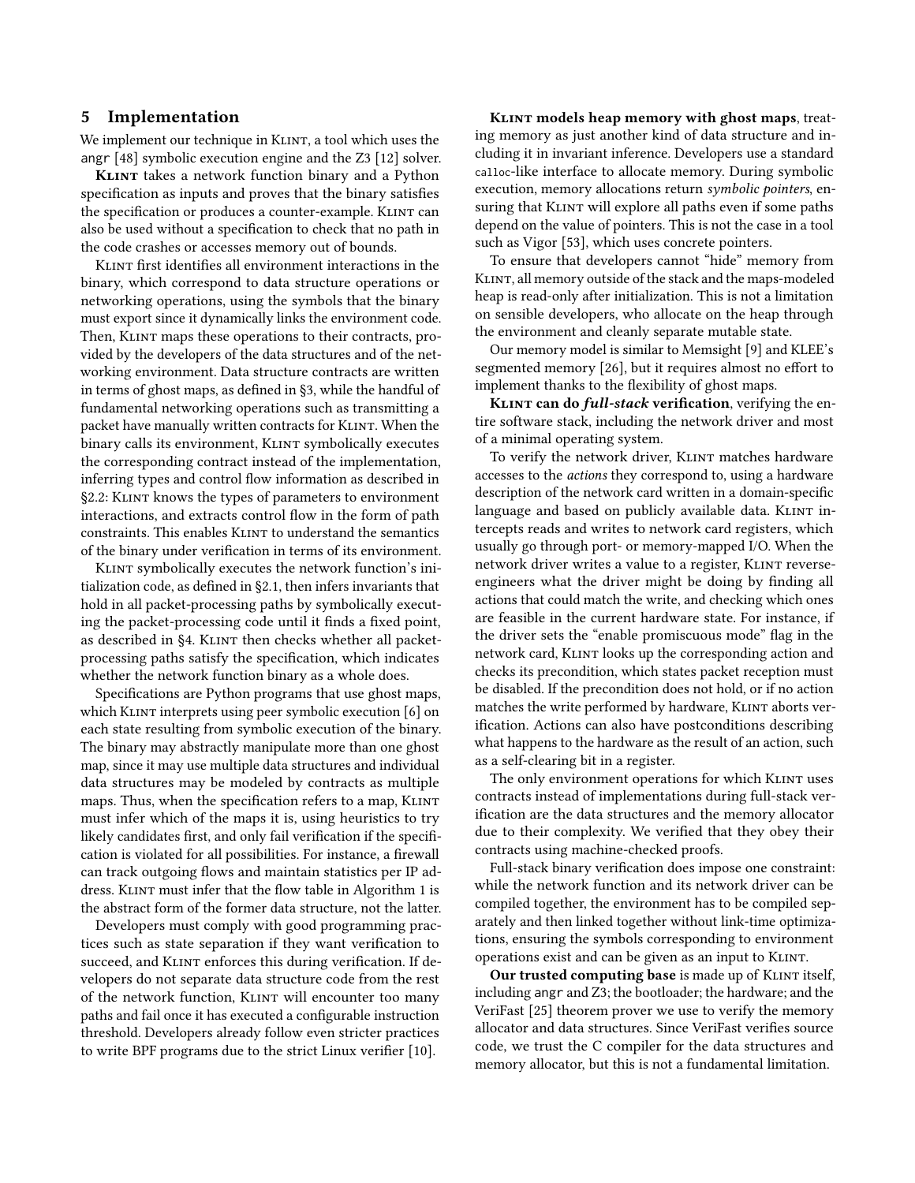## 5 Implementation

We implement our technique in KLINT, a tool which uses the angr [48] symbolic execution engine and the Z3 [12] solver.

**KLINT** takes a network function binary and a Python specification as inputs and proves that the binary satisfies the specification or produces a counter-example. KLINT can also be used without a specification to check that no path in the code crashes or accesses memory out of bounds.

KLINT first identifies all environment interactions in the binary, which correspond to data structure operations or networking operations, using the symbols that the binary must export since it dynamically links the environment code. Then, KLINT maps these operations to their contracts, provided by the developers of the data structures and of the networking environment. Data structure contracts are written in terms of ghost maps, as defined in §3, while the handful of fundamental networking operations such as transmitting a packet have manually written contracts for KLINT. When the binary calls its environment, KLINT symbolically executes the corresponding contract instead of the implementation, inferring types and control flow information as described in §2.2: KLINT knows the types of parameters to environment interactions, and extracts control flow in the form of path constraints. This enables KLINT to understand the semantics of the binary under verification in terms of its environment.

KLINT symbolically executes the network function's initialization code, as defined in §2.1, then infers invariants that hold in all packet-processing paths by symbolically executing the packet-processing code until it finds a fixed point, as described in §4. KLINT then checks whether all packet-processing paths satisfy the specification, which indicates whether the network function binary as a whole does.

Specifications are Python programs that use ghost maps, which KLINT interprets using peer symbolic execution [6] on each state resulting from symbolic execution of the binary. The binary may abstractly manipulate more than one ghost map, since it may use multiple data structures and individual data structures may be modeled by contracts as multiple maps. Thus, when the specification refers to a map, KLINT must infer which of the maps it is, using heuristics to try likely candidates first, and only fail verification if the specification is violated for all possibilities. For instance, a firewall can track outgoing flows and maintain statistics per IP address. KLINT must infer that the flow table in Algorithm 1 is the abstract form of the former data structure, not the latter.

Developers must comply with good programming practices such as state separation if they want verification to succeed, and KLINT enforces this during verification. If developers do not separate data structure code from the rest of the network function, KLINT will encounter too many paths and fail once it has executed a configurable instruction threshold. Developers already follow even stricter practices to write BPF programs due to the strict Linux verifier [10].

**KLINT models heap memory with ghost maps**, treating memory as just another kind of data structure and including it in invariant inference. Developers use a standard calloc-like interface to allocate memory. During symbolic execution, memory allocations return *symbolic pointers*, ensuring that KLINT will explore all paths even if some paths depend on the value of pointers. This is not the case in a tool such as Vigor [53], which uses concrete pointers.

To ensure that developers cannot "hide" memory from KLINT, all memory outside of the stack and the maps-modeled heap is read-only after initialization. This is not a limitation on sensible developers, who allocate on the heap through the environment and cleanly separate mutable state.

Our memory model is similar to Memsight [9] and KLEE's segmented memory [26], but it requires almost no effort to implement thanks to the flexibility of ghost maps.

**KLINT can do *full-stack* verification**, verifying the entire software stack, including the network driver and most of a minimal operating system.

To verify the network driver, KLINT matches hardware accesses to the *actions* they correspond to, using a hardware description of the network card written in a domain-specific language and based on publicly available data. KLINT intercepts reads and writes to network card registers, which usually go through port- or memory-mapped I/O. When the network driver writes a value to a register, KLINT reverse-engineers what the driver might be doing by finding all actions that could match the write, and checking which ones are feasible in the current hardware state. For instance, if the driver sets the "enable promiscuous mode" flag in the network card, KLINT looks up the corresponding action and checks its precondition, which states packet reception must be disabled. If the precondition does not hold, or if no action matches the write performed by hardware, KLINT aborts verification. Actions can also have postconditions describing what happens to the hardware as the result of an action, such as a self-clearing bit in a register.

The only environment operations for which KLINT uses contracts instead of implementations during full-stack verification are the data structures and the memory allocator due to their complexity. We verified that they obey their contracts using machine-checked proofs.

Full-stack binary verification does impose one constraint: while the network function and its network driver can be compiled together, the environment has to be compiled separately and then linked together without link-time optimizations, ensuring the symbols corresponding to environment operations exist and can be given as an input to KLINT.

**Our trusted computing base** is made up of KLINT itself, including angr and Z3; the bootloader; the hardware; and the VeriFast [25] theorem prover we use to verify the memory allocator and data structures. Since VeriFast verifies source code, we trust the C compiler for the data structures and memory allocator, but this is not a fundamental limitation.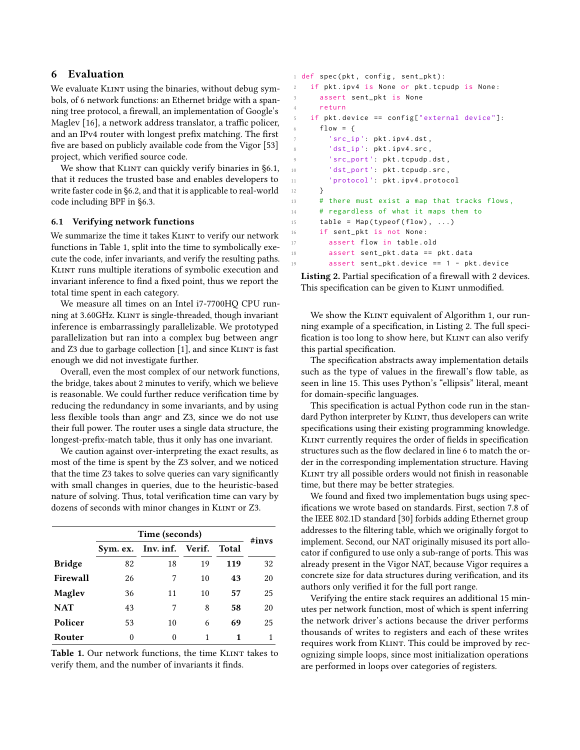## 6 Evaluation

We evaluate Klint using the binaries, without debug symbols, of 6 network functions: an Ethernet bridge with a spanning tree protocol, a firewall, an implementation of Google's Maglev [16], a network address translator, a traffic policer, and an IPv4 router with longest prefix matching. The first five are based on publicly available code from the Vigor [53] project, which verified source code.

We show that Klint can quickly verify binaries in §6.1, that it reduces the trusted base and enables developers to write faster code in §6.2, and that it is applicable to real-world code including BPF in §6.3.

### 6.1 Verifying network functions

We summarize the time it takes Klint to verify our network functions in Table 1, split into the time to symbolically execute the code, infer invariants, and verify the resulting paths. Klint runs multiple iterations of symbolic execution and invariant inference to find a fixed point, thus we report the total time spent in each category.

We measure all times on an Intel i7-7700HQ CPU running at 3.60GHz. Klint is single-threaded, though invariant inference is embarrassingly parallelizable. We prototyped parallelization but ran into a complex bug between angr and Z3 due to garbage collection [1], and since Klint is fast enough we did not investigate further.

Overall, even the most complex of our network functions, the bridge, takes about 2 minutes to verify, which we believe is reasonable. We could further reduce verification time by reducing the redundancy in some invariants, and by using less flexible tools than angr and Z3, since we do not use their full power. The router uses a single data structure, the longest-prefix-match table, thus it only has one invariant.

We caution against over-interpreting the exact results, as most of the time is spent by the Z3 solver, and we noticed that the time Z3 takes to solve queries can vary significantly with small changes in queries, due to the heuristic-based nature of solving. Thus, total verification time can vary by dozens of seconds with minor changes in Klint or Z3.

| | Time (seconds) | | | | #invs |
|---|---|---|---|---|---|
| | Sym. ex. | Inv. inf. | Verif. | Total | |
| **Bridge** | 82 | 18 | 19 | **119** | 32 |
| **Firewall** | 26 | 7 | 10 | **43** | 20 |
| **Maglev** | 36 | 11 | 10 | **57** | 25 |
| **NAT** | 43 | 7 | 8 | **58** | 20 |
| **Policer** | 53 | 10 | 6 | **69** | 25 |
| **Router** | 0 | 0 | 1 | **1** | 1 |

**Table 1.** Our network functions, the time Klint takes to verify them, and the number of invariants it finds.

```
def spec(pkt, config, sent_pkt):
  if pkt.ipv4 is None or pkt.tcpudp is None:
    assert sent_pkt is None
    return
  if pkt.device == config["external device"]:
    flow = {
      'src_ip': pkt.ipv4.dst,
      'dst_ip': pkt.ipv4.src,
      'src_port': pkt.tcpudp.dst,
      'dst_port': pkt.tcpudp.src,
      'protocol': pkt.ipv4.protocol
    }
    # there must exist a map that tracks flows,
    # regardless of what it maps them to
    table = Map(typeof(flow), ...)
    if sent_pkt is not None:
      assert flow in table.old
      assert sent_pkt.data == pkt.data
      assert sent_pkt.device == 1 - pkt.device
```

**Listing 2.** Partial specification of a firewall with 2 devices. This specification can be given to Klint unmodified.

We show the Klint equivalent of Algorithm 1, our running example of a specification, in Listing 2. The full specification is too long to show here, but Klint can also verify this partial specification.

The specification abstracts away implementation details such as the type of values in the firewall's flow table, as seen in line 15. This uses Python's "ellipsis" literal, meant for domain-specific languages.

This specification is actual Python code run in the standard Python interpreter by Klint, thus developers can write specifications using their existing programming knowledge. Klint currently requires the order of fields in specification structures such as the flow declared in line 6 to match the order in the corresponding implementation structure. Having Klint try all possible orders would not finish in reasonable time, but there may be better strategies.

We found and fixed two implementation bugs using specifications we wrote based on standards. First, section 7.8 of the IEEE 802.1D standard [30] forbids adding Ethernet group addresses to the filtering table, which we originally forgot to implement. Second, our NAT originally misused its port allocator if configured to use only a sub-range of ports. This was already present in the Vigor NAT, because Vigor requires a concrete size for data structures during verification, and its authors only verified it for the full port range.

Verifying the entire stack requires an additional 15 minutes per network function, most of which is spent inferring the network driver's actions because the driver performs thousands of writes to registers and each of these writes requires work from Klint. This could be improved by recognizing simple loops, since most initialization operations are performed in loops over categories of registers.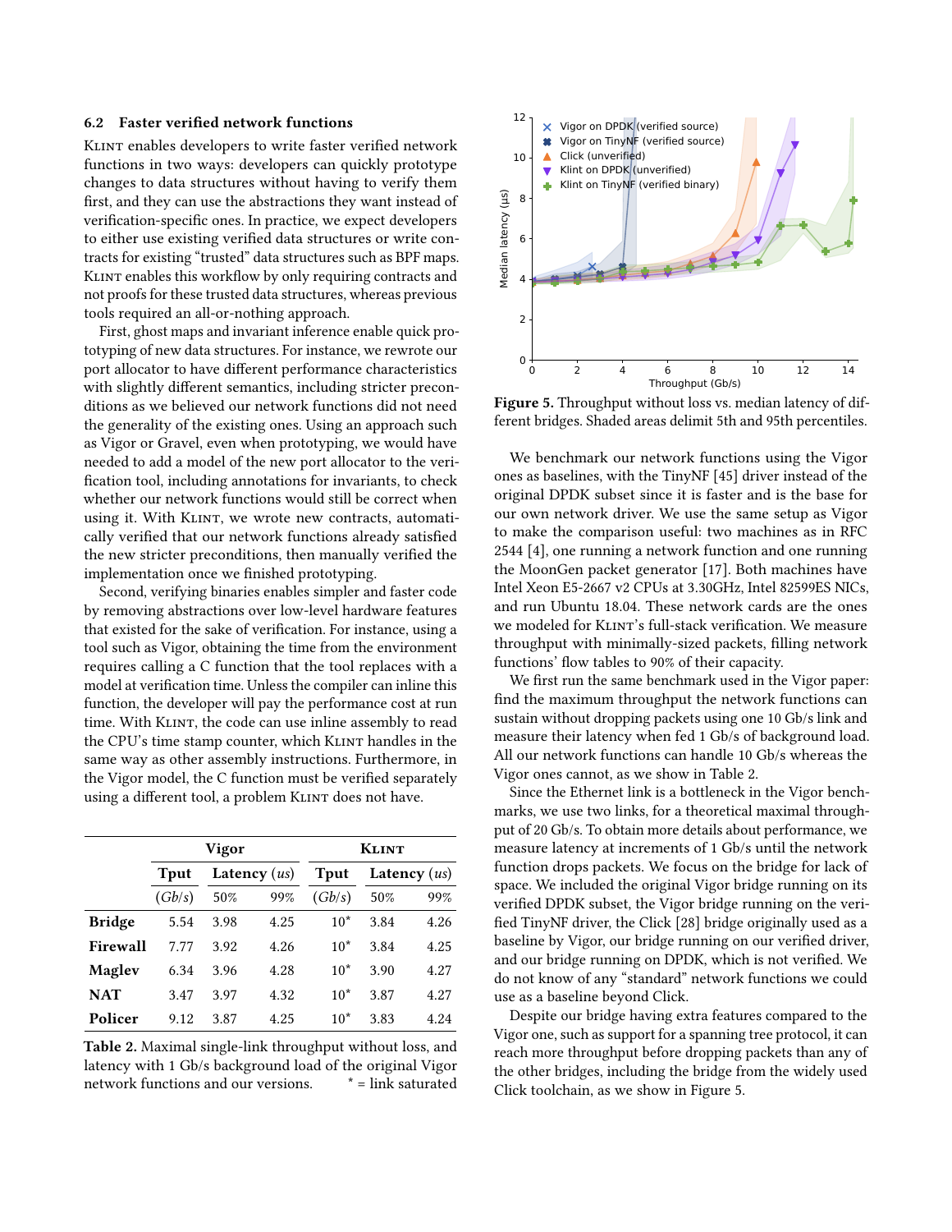### 6.2 Faster verified network functions

Klint enables developers to write faster verified network functions in two ways: developers can quickly prototype changes to data structures without having to verify them first, and they can use the abstractions they want instead of verification-specific ones. In practice, we expect developers to either use existing verified data structures or write contracts for existing "trusted" data structures such as BPF maps. Klint enables this workflow by only requiring contracts and not proofs for these trusted data structures, whereas previous tools required an all-or-nothing approach.

First, ghost maps and invariant inference enable quick prototyping of new data structures. For instance, we rewrote our port allocator to have different performance characteristics with slightly different semantics, including stricter preconditions as we believed our network functions did not need the generality of the existing ones. Using an approach such as Vigor or Gravel, even when prototyping, we would have needed to add a model of the new port allocator to the verification tool, including annotations for invariants, to check whether our network functions would still be correct when using it. With Klint, we wrote new contracts, automatically verified that our network functions already satisfied the new stricter preconditions, then manually verified the implementation once we finished prototyping.

Second, verifying binaries enables simpler and faster code by removing abstractions over low-level hardware features that existed for the sake of verification. For instance, using a tool such as Vigor, obtaining the time from the environment requires calling a C function that the tool replaces with a model at verification time. Unless the compiler can inline this function, the developer will pay the performance cost at run time. With Klint, the code can use inline assembly to read the CPU's time stamp counter, which Klint handles in the same way as other assembly instructions. Furthermore, in the Vigor model, the C function must be verified separately using a different tool, a problem Klint does not have.

| | Vigor | | | Klint | | |
|---|---|---|---|---|---|---|
| | Tput | Latency (us) | | Tput | Latency (us) | |
| | (Gb/s) | 50% | 99% | (Gb/s) | 50% | 99% |
| **Bridge** | 5.54 | 3.98 | 4.25 | 10* | 3.84 | 4.26 |
| **Firewall** | 7.77 | 3.92 | 4.26 | 10* | 3.84 | 4.25 |
| **Maglev** | 6.34 | 3.96 | 4.28 | 10* | 3.90 | 4.27 |
| **NAT** | 3.47 | 3.97 | 4.32 | 10* | 3.87 | 4.27 |
| **Policer** | 9.12 | 3.87 | 4.25 | 10* | 3.83 | 4.24 |

**Table 2.** Maximal single-link throughput without loss, and latency with 1 Gb/s background load of the original Vigor network functions and our versions. * = link saturated

**Figure 5.** Throughput without loss vs. median latency of different bridges. Shaded areas delimit 5th and 95th percentiles.

We benchmark our network functions using the Vigor ones as baselines, with the TinyNF [45] driver instead of the original DPDK subset since it is faster and is the base for our own network driver. We use the same setup as Vigor to make the comparison useful: two machines as in RFC 2544 [4], one running a network function and one running the MoonGen packet generator [17]. Both machines have Intel Xeon E5-2667 v2 CPUs at 3.30GHz, Intel 82599ES NICs, and run Ubuntu 18.04. These network cards are the ones we modeled for Klint's full-stack verification. We measure throughput with minimally-sized packets, filling network functions' flow tables to 90% of their capacity.

We first run the same benchmark used in the Vigor paper: find the maximum throughput the network functions can sustain without dropping packets using one 10 Gb/s link and measure their latency when fed 1 Gb/s of background load. All our network functions can handle 10 Gb/s whereas the Vigor ones cannot, as we show in Table 2.

Since the Ethernet link is a bottleneck in the Vigor benchmarks, we use two links, for a theoretical maximal throughput of 20 Gb/s. To obtain more details about performance, we measure latency at increments of 1 Gb/s until the network function drops packets. We focus on the bridge for lack of space. We included the original Vigor bridge running on its verified DPDK subset, the Vigor bridge running on the verified TinyNF driver, the Click [28] bridge originally used as a baseline by Vigor, our bridge running on our verified driver, and our bridge running on DPDK, which is not verified. We do not know of any "standard" network functions we could use as a baseline beyond Click.

Despite our bridge having extra features compared to the Vigor one, such as support for a spanning tree protocol, it can reach more throughput before dropping packets than any of the other bridges, including the bridge from the widely used Click toolchain, as we show in Figure 5.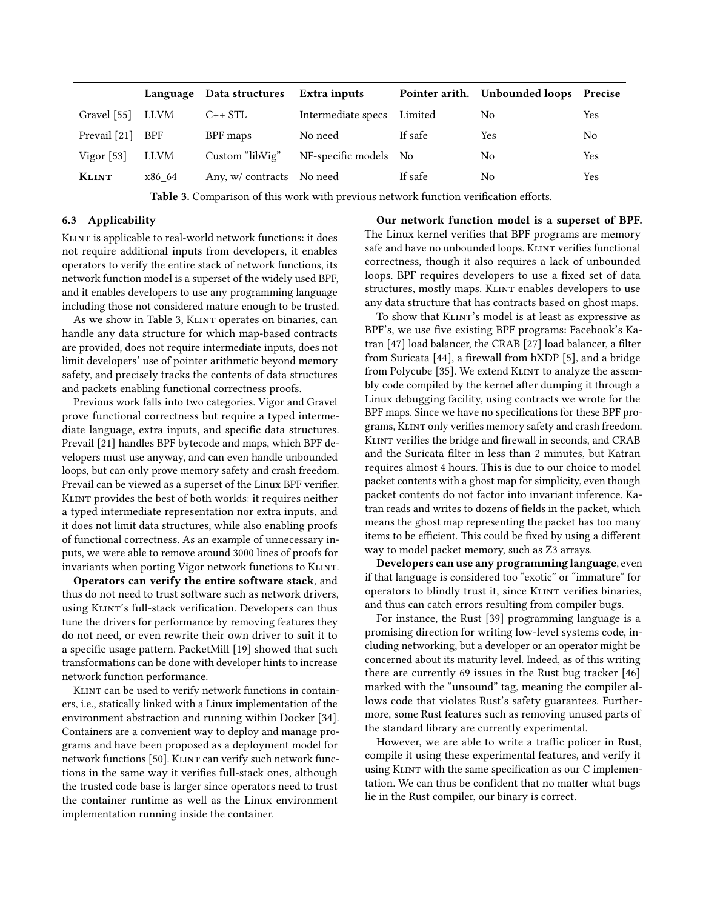| | Language | Data structures | Extra inputs | Pointer arith. | Unbounded loops | Precise |
|---|---|---|---|---|---|---|
| Gravel [55] | LLVM | C++ STL | Intermediate specs | Limited | No | Yes |
| Prevail [21] | BPF | BPF maps | No need | If safe | Yes | No |
| Vigor [53] | LLVM | Custom "libVig" | NF-specific models | No | No | Yes |
| **Klint** | x86_64 | Any, w/ contracts | No need | If safe | No | Yes |

**Table 3.** Comparison of this work with previous network function verification efforts.

### 6.3 Applicability

Klint is applicable to real-world network functions: it does not require additional inputs from developers, it enables operators to verify the entire stack of network functions, its network function model is a superset of the widely used BPF, and it enables developers to use any programming language including those not considered mature enough to be trusted.

As we show in Table 3, Klint operates on binaries, can handle any data structure for which map-based contracts are provided, does not require intermediate inputs, does not limit developers' use of pointer arithmetic beyond memory safety, and precisely tracks the contents of data structures and packets enabling functional correctness proofs.

Previous work falls into two categories. Vigor and Gravel prove functional correctness but require a typed intermediate language, extra inputs, and specific data structures. Prevail [21] handles BPF bytecode and maps, which BPF developers must use anyway, and can even handle unbounded loops, but can only prove memory safety and crash freedom. Prevail can be viewed as a superset of the Linux BPF verifier. Klint provides the best of both worlds: it requires neither a typed intermediate representation nor extra inputs, and it does not limit data structures, while also enabling proofs of functional correctness. As an example of unnecessary inputs, we were able to remove around 3000 lines of proofs for invariants when porting Vigor network functions to Klint.

**Operators can verify the entire software stack**, and thus do not need to trust software such as network drivers, using Klint's full-stack verification. Developers can thus tune the drivers for performance by removing features they do not need, or even rewrite their own driver to suit it to a specific usage pattern. PacketMill [19] showed that such transformations can be done with developer hints to increase network function performance.

Klint can be used to verify network functions in containers, i.e., statically linked with a Linux implementation of the environment abstraction and running within Docker [34]. Containers are a convenient way to deploy and manage programs and have been proposed as a deployment model for network functions [50]. Klint can verify such network functions in the same way it verifies full-stack ones, although the trusted code base is larger since operators need to trust the container runtime as well as the Linux environment implementation running inside the container.

**Our network function model is a superset of BPF.** The Linux kernel verifies that BPF programs are memory safe and have no unbounded loops. Klint verifies functional correctness, though it also requires a lack of unbounded loops. BPF requires developers to use a fixed set of data structures, mostly maps. Klint enables developers to use any data structure that has contracts based on ghost maps.

To show that Klint's model is at least as expressive as BPF's, we use five existing BPF programs: Facebook's Katran [47] load balancer, the CRAB [27] load balancer, a filter from Suricata [44], a firewall from hXDP [5], and a bridge from Polycube [35]. We extend Klint to analyze the assembly code compiled by the kernel after dumping it through a Linux debugging facility, using contracts we wrote for the BPF maps. Since we have no specifications for these BPF programs, Klint only verifies memory safety and crash freedom. Klint verifies the bridge and firewall in seconds, and CRAB and the Suricata filter in less than 2 minutes, but Katran requires almost 4 hours. This is due to our choice to model packet contents with a ghost map for simplicity, even though packet contents do not factor into invariant inference. Katran reads and writes to dozens of fields in the packet, which means the ghost map representing the packet has too many items to be efficient. This could be fixed by using a different way to model packet memory, such as Z3 arrays.

**Developers can use any programming language**, even if that language is considered too "exotic" or "immature" for operators to blindly trust it, since Klint verifies binaries, and thus can catch errors resulting from compiler bugs.

For instance, the Rust [39] programming language is a promising direction for writing low-level systems code, including networking, but a developer or an operator might be concerned about its maturity level. Indeed, as of this writing there are currently 69 issues in the Rust bug tracker [46] marked with the "unsound" tag, meaning the compiler allows code that violates Rust's safety guarantees. Furthermore, some Rust features such as removing unused parts of the standard library are currently experimental.

However, we are able to write a traffic policer in Rust, compile it using these experimental features, and verify it using Klint with the same specification as our C implementation. We can thus be confident that no matter what bugs lie in the Rust compiler, our binary is correct.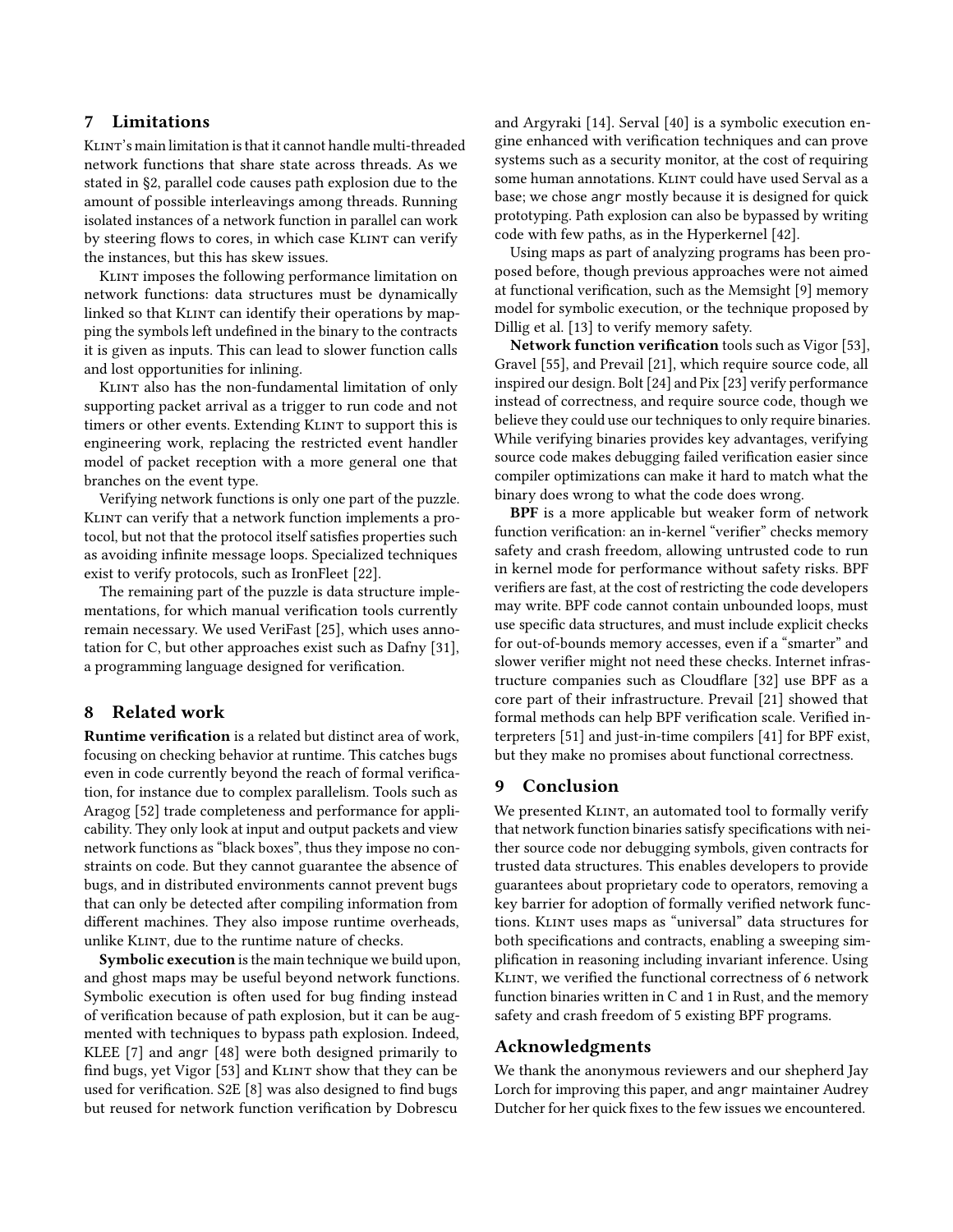## 7 Limitations

KLINT's main limitation is that it cannot handle multi-threaded network functions that share state across threads. As we stated in §2, parallel code causes path explosion due to the amount of possible interleavings among threads. Running isolated instances of a network function in parallel can work by steering flows to cores, in which case KLINT can verify the instances, but this has skew issues.

KLINT imposes the following performance limitation on network functions: data structures must be dynamically linked so that KLINT can identify their operations by mapping the symbols left undefined in the binary to the contracts it is given as inputs. This can lead to slower function calls and lost opportunities for inlining.

KLINT also has the non-fundamental limitation of only supporting packet arrival as a trigger to run code and not timers or other events. Extending KLINT to support this is engineering work, replacing the restricted event handler model of packet reception with a more general one that branches on the event type.

Verifying network functions is only one part of the puzzle. KLINT can verify that a network function implements a protocol, but not that the protocol itself satisfies properties such as avoiding infinite message loops. Specialized techniques exist to verify protocols, such as IronFleet [22].

The remaining part of the puzzle is data structure implementations, for which manual verification tools currently remain necessary. We used VeriFast [25], which uses annotation for C, but other approaches exist such as Dafny [31], a programming language designed for verification.

## 8 Related work

**Runtime verification** is a related but distinct area of work, focusing on checking behavior at runtime. This catches bugs even in code currently beyond the reach of formal verification, for instance due to complex parallelism. Tools such as Aragog [52] trade completeness and performance for applicability. They only look at input and output packets and view network functions as "black boxes", thus they impose no constraints on code. But they cannot guarantee the absence of bugs, and in distributed environments cannot prevent bugs that can only be detected after compiling information from different machines. They also impose runtime overheads, unlike KLINT, due to the runtime nature of checks.

**Symbolic execution** is the main technique we build upon, and ghost maps may be useful beyond network functions. Symbolic execution is often used for bug finding instead of verification because of path explosion, but it can be augmented with techniques to bypass path explosion. Indeed, KLEE [7] and angr [48] were both designed primarily to find bugs, yet Vigor [53] and KLINT show that they can be used for verification. S2E [8] was also designed to find bugs but reused for network function verification by Dobrescu and Argyraki [14]. Serval [40] is a symbolic execution engine enhanced with verification techniques and can prove systems such as a security monitor, at the cost of requiring some human annotations. KLINT could have used Serval as a base; we chose angr mostly because it is designed for quick prototyping. Path explosion can also be bypassed by writing code with few paths, as in the Hyperkernel [42].

Using maps as part of analyzing programs has been proposed before, though previous approaches were not aimed at functional verification, such as the Memsight [9] memory model for symbolic execution, or the technique proposed by Dillig et al. [13] to verify memory safety.

**Network function verification** tools such as Vigor [53], Gravel [55], and Prevail [21], which require source code, all inspired our design. Bolt [24] and Pix [23] verify performance instead of correctness, and require source code, though we believe they could use our techniques to only require binaries. While verifying binaries provides key advantages, verifying source code makes debugging failed verification easier since compiler optimizations can make it hard to match what the binary does wrong to what the code does wrong.

**BPF** is a more applicable but weaker form of network function verification: an in-kernel "verifier" checks memory safety and crash freedom, allowing untrusted code to run in kernel mode for performance without safety risks. BPF verifiers are fast, at the cost of restricting the code developers may write. BPF code cannot contain unbounded loops, must use specific data structures, and must include explicit checks for out-of-bounds memory accesses, even if a "smarter" and slower verifier might not need these checks. Internet infrastructure companies such as Cloudflare [32] use BPF as a core part of their infrastructure. Prevail [21] showed that formal methods can help BPF verification scale. Verified interpreters [51] and just-in-time compilers [41] for BPF exist, but they make no promises about functional correctness.

## 9 Conclusion

We presented KLINT, an automated tool to formally verify that network function binaries satisfy specifications with neither source code nor debugging symbols, given contracts for trusted data structures. This enables developers to provide guarantees about proprietary code to operators, removing a key barrier for adoption of formally verified network functions. KLINT uses maps as "universal" data structures for both specifications and contracts, enabling a sweeping simplification in reasoning including invariant inference. Using KLINT, we verified the functional correctness of 6 network function binaries written in C and 1 in Rust, and the memory safety and crash freedom of 5 existing BPF programs.

## Acknowledgments

We thank the anonymous reviewers and our shepherd Jay Lorch for improving this paper, and angr maintainer Audrey Dutcher for her quick fixes to the few issues we encountered.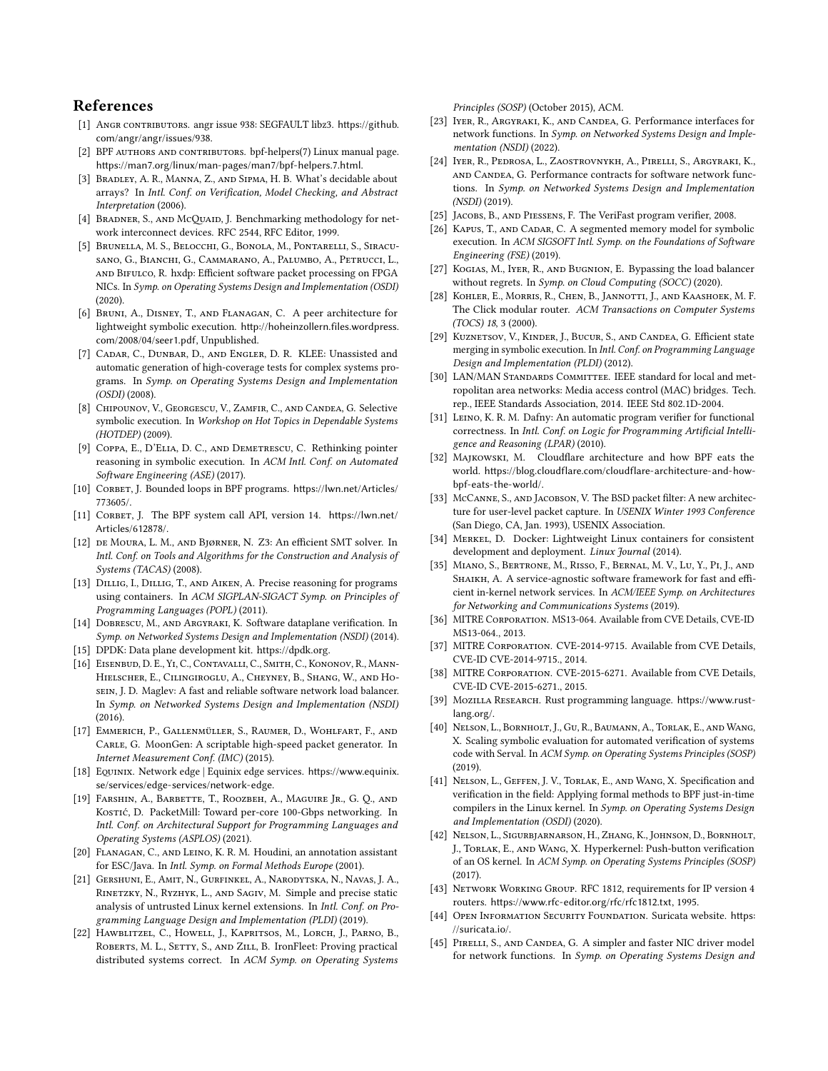## References

[1] Angr contributors. angr issue 938: SEGFAULT libz3. https://github.com/angr/angr/issues/938.

[2] BPF authors and contributors. bpf-helpers(7) Linux manual page. https://man7.org/linux/man-pages/man7/bpf-helpers.7.html.

[3] Bradley, A. R., Manna, Z., and Sipma, H. B. What's decidable about arrays? In *Intl. Conf. on Verification, Model Checking, and Abstract Interpretation* (2006).

[4] Bradner, S., and McQuaid, J. Benchmarking methodology for network interconnect devices. RFC 2544, RFC Editor, 1999.

[5] Brunella, M. S., Belocchi, G., Bonola, M., Pontarelli, S., Siracusano, G., Bianchi, G., Cammarano, A., Palumbo, A., Petrucci, L., and Bifulco, R. hxdp: Efficient software packet processing on FPGA NICs. In *Symp. on Operating Systems Design and Implementation (OSDI)* (2020).

[6] Bruni, A., Disney, T., and Flanagan, C. A peer architecture for lightweight symbolic execution. http://hoheinzollern.files.wordpress.com/2008/04/seer1.pdf, Unpublished.

[7] Cadar, C., Dunbar, D., and Engler, D. R. KLEE: Unassisted and automatic generation of high-coverage tests for complex systems programs. In *Symp. on Operating Systems Design and Implementation (OSDI)* (2008).

[8] Chipounov, V., Georgescu, V., Zamfir, C., and Candea, G. Selective symbolic execution. In *Workshop on Hot Topics in Dependable Systems (HOTDEP)* (2009).

[9] Coppa, E., D'Elia, D. C., and Demetrescu, C. Rethinking pointer reasoning in symbolic execution. In *ACM Intl. Conf. on Automated Software Engineering (ASE)* (2017).

[10] Corbet, J. Bounded loops in BPF programs. https://lwn.net/Articles/773605/.

[11] Corbet, J. The BPF system call API, version 14. https://lwn.net/Articles/612878/.

[12] de Moura, L. M., and Bjørner, N. Z3: An efficient SMT solver. In *Intl. Conf. on Tools and Algorithms for the Construction and Analysis of Systems (TACAS)* (2008).

[13] Dillig, I., Dillig, T., and Aiken, A. Precise reasoning for programs using containers. In *ACM SIGPLAN-SIGACT Symp. on Principles of Programming Languages (POPL)* (2011).

[14] Dobrescu, M., and Argyraki, K. Software dataplane verification. In *Symp. on Networked Systems Design and Implementation (NSDI)* (2014).

[15] DPDK: Data plane development kit. https://dpdk.org.

[16] Eisenbud, D. E., Yi, C., Contavalli, C., Smith, C., Kononov, R., Mann-Hielscher, E., Cilingiroglu, A., Cheyney, B., Shang, W., and Hosein, J. D. Maglev: A fast and reliable software network load balancer. In *Symp. on Networked Systems Design and Implementation (NSDI)* (2016).

[17] Emmerich, P., Gallenmüller, S., Raumer, D., Wohlfart, F., and Carle, G. MoonGen: A scriptable high-speed packet generator. In *Internet Measurement Conf. (IMC)* (2015).

[18] Equinix. Network edge | Equinix edge services. https://www.equinix.se/services/edge-services/network-edge.

[19] Farshin, A., Barbette, T., Roozbeh, A., Maguire Jr., G. Q., and Kostić, D. PacketMill: Toward per-core 100-Gbps networking. In *Intl. Conf. on Architectural Support for Programming Languages and Operating Systems (ASPLOS)* (2021).

[20] Flanagan, C., and Leino, K. R. M. Houdini, an annotation assistant for ESC/Java. In *Intl. Symp. on Formal Methods Europe* (2001).

[21] Gershuni, E., Amit, N., Gurfinkel, A., Narodytska, N., Navas, J. A., Rinetzky, N., Ryzhyk, L., and Sagiv, M. Simple and precise static analysis of untrusted Linux kernel extensions. In *Intl. Conf. on Programming Language Design and Implementation (PLDI)* (2019).

[22] Hawblitzel, C., Howell, J., Kapritsos, M., Lorch, J., Parno, B., Roberts, M. L., Setty, S., and Zill, B. IronFleet: Proving practical distributed systems correct. In *ACM Symp. on Operating Systems Principles (SOSP)* (October 2015), ACM.

[23] Iyer, R., Argyraki, K., and Candea, G. Performance interfaces for network functions. In *Symp. on Networked Systems Design and Implementation (NSDI)* (2022).

[24] Iyer, R., Pedrosa, L., Zaostrovnykh, A., Pirelli, S., Argyraki, K., and Candea, G. Performance contracts for software network functions. In *Symp. on Networked Systems Design and Implementation (NSDI)* (2019).

[25] Jacobs, B., and Piessens, F. The VeriFast program verifier, 2008.

[26] Kapus, T., and Cadar, C. A segmented memory model for symbolic execution. In *ACM SIGSOFT Intl. Symp. on the Foundations of Software Engineering (FSE)* (2019).

[27] Kogias, M., Iyer, R., and Bugnion, E. Bypassing the load balancer without regrets. In *Symp. on Cloud Computing (SOCC)* (2020).

[28] Kohler, E., Morris, R., Chen, B., Jannotti, J., and Kaashoek, M. F. The Click modular router. *ACM Transactions on Computer Systems (TOCS) 18*, 3 (2000).

[29] Kuznetsov, V., Kinder, J., Bucur, S., and Candea, G. Efficient state merging in symbolic execution. In *Intl. Conf. on Programming Language Design and Implementation (PLDI)* (2012).

[30] LAN/MAN Standards Committee. IEEE standard for local and metropolitan area networks: Media access control (MAC) bridges. Tech. rep., IEEE Standards Association, 2014. IEEE Std 802.1D-2004.

[31] Leino, K. R. M. Dafny: An automatic program verifier for functional correctness. In *Intl. Conf. on Logic for Programming Artificial Intelligence and Reasoning (LPAR)* (2010).

[32] Majkowski, M. Cloudflare architecture and how BPF eats the world. https://blog.cloudflare.com/cloudflare-architecture-and-how-bpf-eats-the-world/.

[33] McCanne, S., and Jacobson, V. The BSD packet filter: A new architecture for user-level packet capture. In *USENIX Winter 1993 Conference* (San Diego, CA, Jan. 1993), USENIX Association.

[34] Merkel, D. Docker: Lightweight Linux containers for consistent development and deployment. *Linux Journal* (2014).

[35] Miano, S., Bertrone, M., Risso, F., Bernal, M. V., Lu, Y., Pi, J., and Shaikh, A. A service-agnostic software framework for fast and efficient in-kernel network services. In *ACM/IEEE Symp. on Architectures for Networking and Communications Systems* (2019).

[36] MITRE Corporation. MS13-064. Available from CVE Details, CVE-ID MS13-064., 2013.

[37] MITRE Corporation. CVE-2014-9715. Available from CVE Details, CVE-ID CVE-2014-9715., 2014.

[38] MITRE Corporation. CVE-2015-6271. Available from CVE Details, CVE-ID CVE-2015-6271., 2015.

[39] Mozilla Research. Rust programming language. https://www.rust-lang.org/.

[40] Nelson, L., Bornholt, J., Gu, R., Baumann, A., Torlak, E., and Wang, X. Scaling symbolic evaluation for automated verification of systems code with Serval. In *ACM Symp. on Operating Systems Principles (SOSP)* (2019).

[41] Nelson, L., Geffen, J. V., Torlak, E., and Wang, X. Specification and verification in the field: Applying formal methods to BPF just-in-time compilers in the Linux kernel. In *Symp. on Operating Systems Design and Implementation (OSDI)* (2020).

[42] Nelson, L., Sigurbjarnarson, H., Zhang, K., Johnson, D., Bornholt, J., Torlak, E., and Wang, X. Hyperkernel: Push-button verification of an OS kernel. In *ACM Symp. on Operating Systems Principles (SOSP)* (2017).

[43] Network Working Group. RFC 1812, requirements for IP version 4 routers. https://www.rfc-editor.org/rfc/rfc1812.txt, 1995.

[44] Open Information Security Foundation. Suricata website. https://suricata.io/.

[45] Pirelli, S., and Candea, G. A simpler and faster NIC driver model for network functions. In *Symp. on Operating Systems Design and*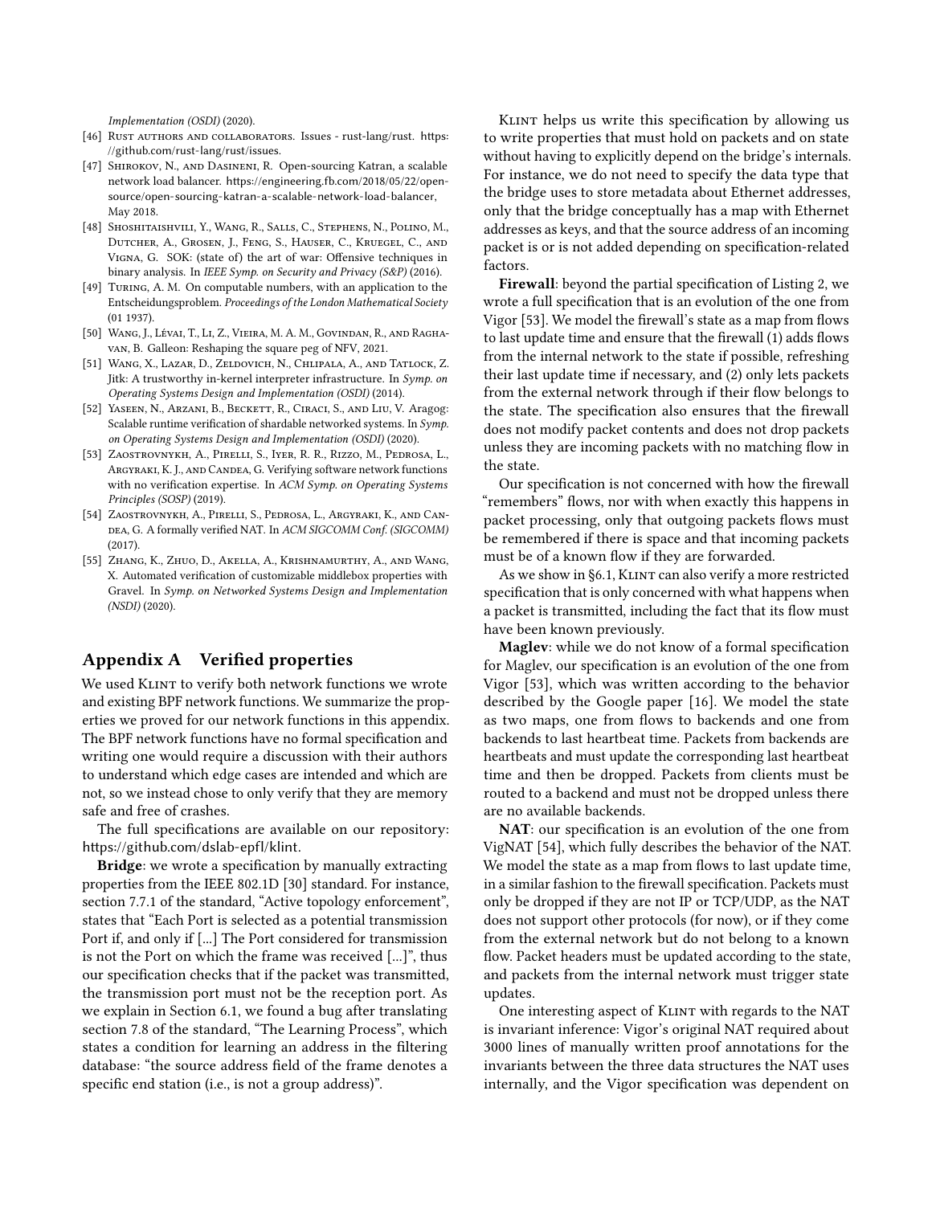Implementation (OSDI) (2020).

- [46] Rust authors and collaborators. Issues - rust-lang/rust. https://github.com/rust-lang/rust/issues.
- [47] Shirokov, N., and Dasineni, R. Open-sourcing Katran, a scalable network load balancer. https://engineering.fb.com/2018/05/22/open-source/open-sourcing-katran-a-scalable-network-load-balancer, May 2018.
- [48] Shoshitaishvili, Y., Wang, R., Salls, C., Stephens, N., Polino, M., Dutcher, A., Grosen, J., Feng, S., Hauser, C., Kruegel, C., and Vigna, G. SOK: (state of) the art of war: Offensive techniques in binary analysis. In *IEEE Symp. on Security and Privacy (S&P)* (2016).
- [49] Turing, A. M. On computable numbers, with an application to the Entscheidungsproblem. *Proceedings of the London Mathematical Society* (01 1937).
- [50] Wang, J., Lévai, T., Li, Z., Vieira, M. A. M., Govindan, R., and Raghavan, B. Galleon: Reshaping the square peg of NFV, 2021.
- [51] Wang, X., Lazar, D., Zeldovich, N., Chlipala, A., and Tatlock, Z. Jitk: A trustworthy in-kernel interpreter infrastructure. In *Symp. on Operating Systems Design and Implementation (OSDI)* (2014).
- [52] Yaseen, N., Arzani, B., Beckett, R., Ciraci, S., and Liu, V. Aragog: Scalable runtime verification of shardable networked systems. In *Symp. on Operating Systems Design and Implementation (OSDI)* (2020).
- [53] Zaostrovnykh, A., Pirelli, S., Iyer, R. R., Rizzo, M., Pedrosa, L., Argyraki, K. J., and Candea, G. Verifying software network functions with no verification expertise. In *ACM Symp. on Operating Systems Principles (SOSP)* (2019).
- [54] Zaostrovnykh, A., Pirelli, S., Pedrosa, L., Argyraki, K., and Candea, G. A formally verified NAT. In *ACM SIGCOMM Conf. (SIGCOMM)* (2017).
- [55] Zhang, K., Zhuo, D., Akella, A., Krishnamurthy, A., and Wang, X. Automated verification of customizable middlebox properties with Gravel. In *Symp. on Networked Systems Design and Implementation (NSDI)* (2020).

## Appendix A Verified properties

We used Klint to verify both network functions we wrote and existing BPF network functions. We summarize the properties we proved for our network functions in this appendix. The BPF network functions have no formal specification and writing one would require a discussion with their authors to understand which edge cases are intended and which are not, so we instead chose to only verify that they are memory safe and free of crashes.

The full specifications are available on our repository: https://github.com/dslab-epfl/klint.

**Bridge**: we wrote a specification by manually extracting properties from the IEEE 802.1D [30] standard. For instance, section 7.7.1 of the standard, "Active topology enforcement", states that "Each Port is selected as a potential transmission Port if, and only if [...] The Port considered for transmission is not the Port on which the frame was received [...]", thus our specification checks that if the packet was transmitted, the transmission port must not be the reception port. As we explain in Section 6.1, we found a bug after translating section 7.8 of the standard, "The Learning Process", which states a condition for learning an address in the filtering database: "the source address field of the frame denotes a specific end station (i.e., is not a group address)".

Klint helps us write this specification by allowing us to write properties that must hold on packets and on state without having to explicitly depend on the bridge's internals. For instance, we do not need to specify the data type that the bridge uses to store metadata about Ethernet addresses, only that the bridge conceptually has a map with Ethernet addresses as keys, and that the source address of an incoming packet is or is not added depending on specification-related factors.

**Firewall**: beyond the partial specification of Listing 2, we wrote a full specification that is an evolution of the one from Vigor [53]. We model the firewall's state as a map from flows to last update time and ensure that the firewall (1) adds flows from the internal network to the state if possible, refreshing their last update time if necessary, and (2) only lets packets from the external network through if their flow belongs to the state. The specification also ensures that the firewall does not modify packet contents and does not drop packets unless they are incoming packets with no matching flow in the state.

Our specification is not concerned with how the firewall "remembers" flows, nor with when exactly this happens in packet processing, only that outgoing packets flows must be remembered if there is space and that incoming packets must be of a known flow if they are forwarded.

As we show in §6.1, Klint can also verify a more restricted specification that is only concerned with what happens when a packet is transmitted, including the fact that its flow must have been known previously.

**Maglev**: while we do not know of a formal specification for Maglev, our specification is an evolution of the one from Vigor [53], which was written according to the behavior described by the Google paper [16]. We model the state as two maps, one from flows to backends and one from backends to last heartbeat time. Packets from backends are heartbeats and must update the corresponding last heartbeat time and then be dropped. Packets from clients must be routed to a backend and must not be dropped unless there are no available backends.

**NAT**: our specification is an evolution of the one from VigNAT [54], which fully describes the behavior of the NAT. We model the state as a map from flows to last update time, in a similar fashion to the firewall specification. Packets must only be dropped if they are not IP or TCP/UDP, as the NAT does not support other protocols (for now), or if they come from the external network but do not belong to a known flow. Packet headers must be updated according to the state, and packets from the internal network must trigger state updates.

One interesting aspect of Klint with regards to the NAT is invariant inference: Vigor's original NAT required about 3000 lines of manually written proof annotations for the invariants between the three data structures the NAT uses internally, and the Vigor specification was dependent on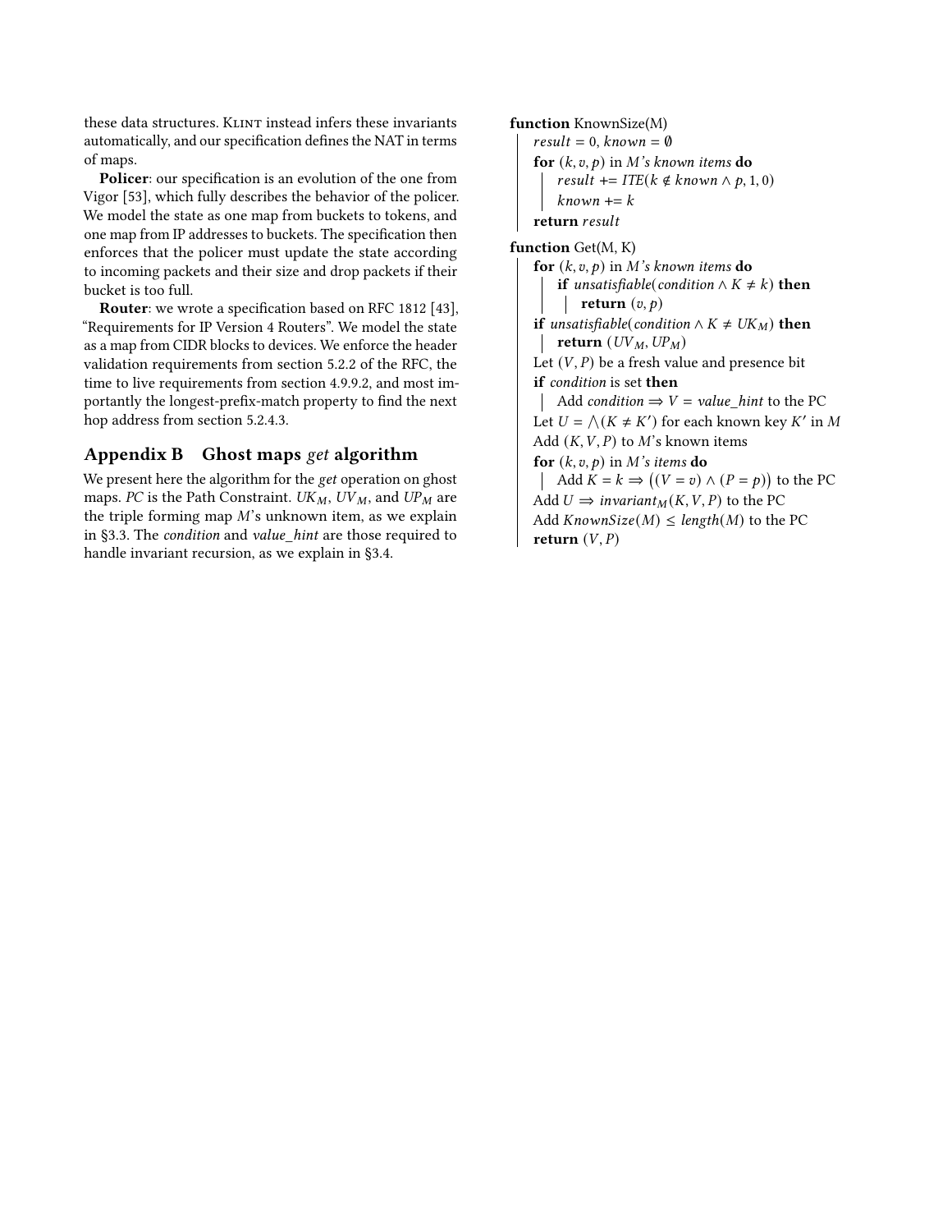these data structures. KLINT instead infers these invariants automatically, and our specification defines the NAT in terms of maps.

**Policer**: our specification is an evolution of the one from Vigor [53], which fully describes the behavior of the policer. We model the state as one map from buckets to tokens, and one map from IP addresses to buckets. The specification then enforces that the policer must update the state according to incoming packets and their size and drop packets if their bucket is too full.

**Router**: we wrote a specification based on RFC 1812 [43], "Requirements for IP Version 4 Routers". We model the state as a map from CIDR blocks to devices. We enforce the header validation requirements from section 5.2.2 of the RFC, the time to live requirements from section 4.9.9.2, and most importantly the longest-prefix-match property to find the next hop address from section 5.2.4.3.

## Appendix B Ghost maps *get* algorithm

We present here the algorithm for the *get* operation on ghost maps. *PC* is the Path Constraint. $UK_M$, $UV_M$, and $UP_M$ are the triple forming map $M$'s unknown item, as we explain in §3.3. The *condition* and *value_hint* are those required to handle invariant recursion, as we explain in §3.4.

**function** KnownSize(M)
- $result = 0, known = \emptyset$
- **for** $(k, v, p)$ in *M's known items* **do**
  - $result$ += $ITE(k \notin known \wedge p, 1, 0)$
  - $known$ += $k$
- **return** $result$

**function** Get(M, K)
- **for** $(k, v, p)$ in *M's known items* **do**
  - **if** *unsatisfiable*($condition \wedge K \neq k$) **then**
    - **return** $(v, p)$
- **if** *unsatisfiable*($condition \wedge K \neq UK_M$) **then**
  - **return** $(UV_M, UP_M)$
- Let $(V, P)$ be a fresh value and presence bit
- **if** *condition* is set **then**
  - Add $condition \Rightarrow V = value\_hint$ to the PC
- Let $U = \bigwedge(K \neq K')$ for each known key $K'$ in $M$
- Add $(K, V, P)$ to $M$'s known items
- **for** $(k, v, p)$ in *M's items* **do**
  - Add $K = k \Rightarrow \big((V = v) \wedge (P = p)\big)$ to the PC
- Add $U \Rightarrow invariant_M(K, V, P)$ to the PC
- Add $KnownSize(M) \leq length(M)$ to the PC
- **return** $(V, P)$